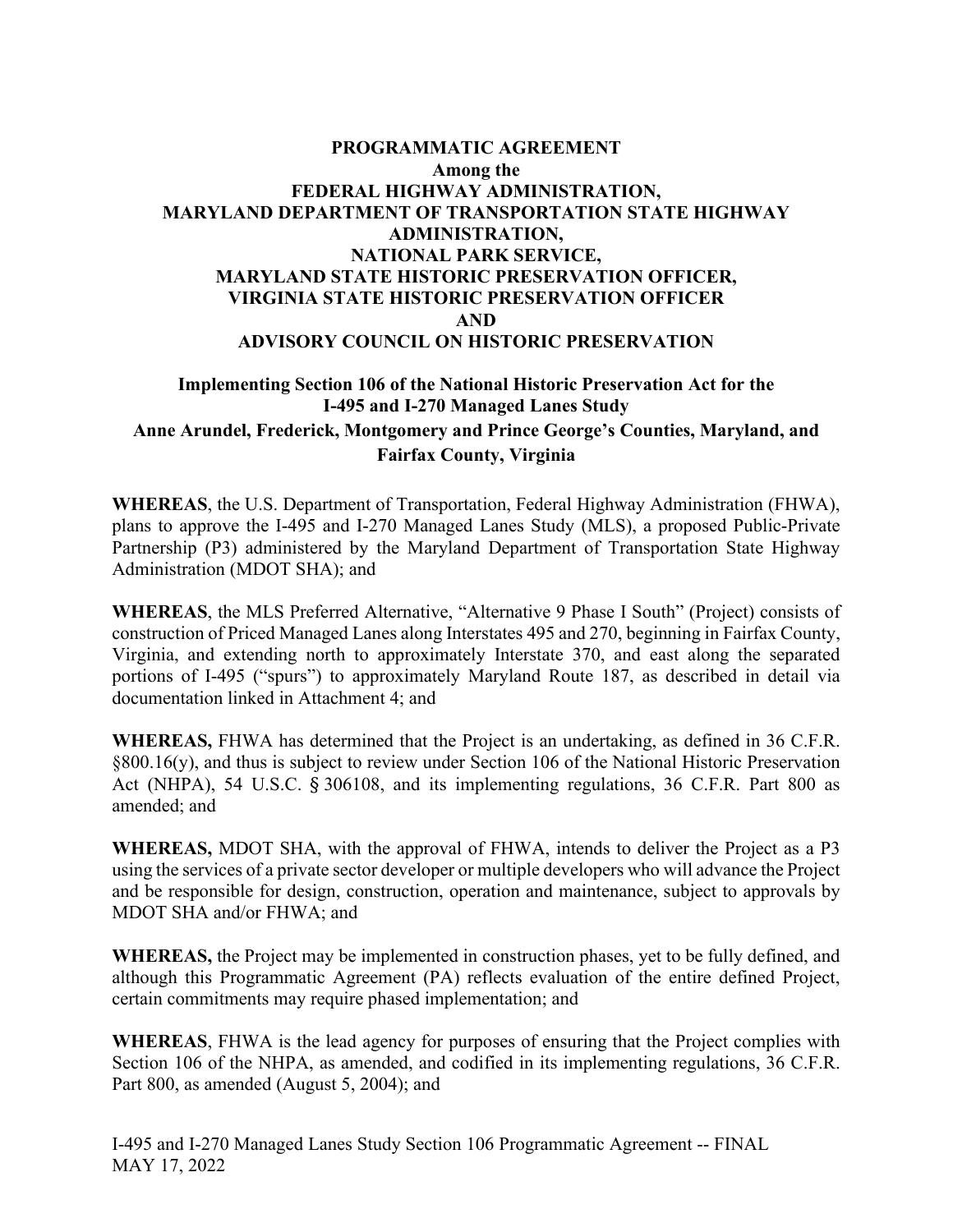# PROGRAMMATIC AGREEMENT
**Among the**
**FEDERAL HIGHWAY ADMINISTRATION,**
**MARYLAND DEPARTMENT OF TRANSPORTATION STATE HIGHWAY ADMINISTRATION,**
**NATIONAL PARK SERVICE,**
**MARYLAND STATE HISTORIC PRESERVATION OFFICER,**
**VIRGINIA STATE HISTORIC PRESERVATION OFFICER**
**AND**
**ADVISORY COUNCIL ON HISTORIC PRESERVATION**

## Implementing Section 106 of the National Historic Preservation Act for the I-495 and I-270 Managed Lanes Study
## Anne Arundel, Frederick, Montgomery and Prince George's Counties, Maryland, and Fairfax County, Virginia

**WHEREAS**, the U.S. Department of Transportation, Federal Highway Administration (FHWA), plans to approve the I-495 and I-270 Managed Lanes Study (MLS), a proposed Public-Private Partnership (P3) administered by the Maryland Department of Transportation State Highway Administration (MDOT SHA); and

**WHEREAS**, the MLS Preferred Alternative, "Alternative 9 Phase I South" (Project) consists of construction of Priced Managed Lanes along Interstates 495 and 270, beginning in Fairfax County, Virginia, and extending north to approximately Interstate 370, and east along the separated portions of I-495 ("spurs") to approximately Maryland Route 187, as described in detail via documentation linked in Attachment 4; and

**WHEREAS,** FHWA has determined that the Project is an undertaking, as defined in 36 C.F.R. §800.16(y), and thus is subject to review under Section 106 of the National Historic Preservation Act (NHPA), 54 U.S.C. § 306108, and its implementing regulations, 36 C.F.R. Part 800 as amended; and

**WHEREAS,** MDOT SHA, with the approval of FHWA, intends to deliver the Project as a P3 using the services of a private sector developer or multiple developers who will advance the Project and be responsible for design, construction, operation and maintenance, subject to approvals by MDOT SHA and/or FHWA; and

**WHEREAS,** the Project may be implemented in construction phases, yet to be fully defined, and although this Programmatic Agreement (PA) reflects evaluation of the entire defined Project, certain commitments may require phased implementation; and

**WHEREAS**, FHWA is the lead agency for purposes of ensuring that the Project complies with Section 106 of the NHPA, as amended, and codified in its implementing regulations, 36 C.F.R. Part 800, as amended (August 5, 2004); and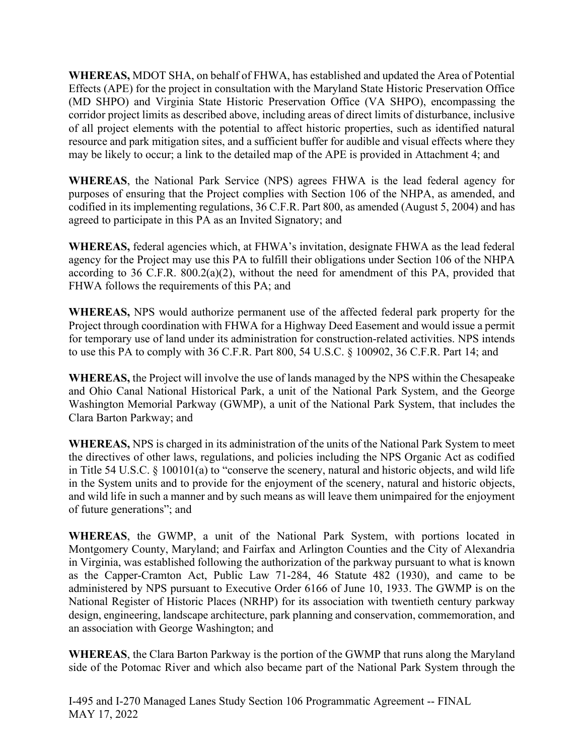**WHEREAS,** MDOT SHA, on behalf of FHWA, has established and updated the Area of Potential Effects (APE) for the project in consultation with the Maryland State Historic Preservation Office (MD SHPO) and Virginia State Historic Preservation Office (VA SHPO), encompassing the corridor project limits as described above, including areas of direct limits of disturbance, inclusive of all project elements with the potential to affect historic properties, such as identified natural resource and park mitigation sites, and a sufficient buffer for audible and visual effects where they may be likely to occur; a link to the detailed map of the APE is provided in Attachment 4; and

**WHEREAS**, the National Park Service (NPS) agrees FHWA is the lead federal agency for purposes of ensuring that the Project complies with Section 106 of the NHPA, as amended, and codified in its implementing regulations, 36 C.F.R. Part 800, as amended (August 5, 2004) and has agreed to participate in this PA as an Invited Signatory; and

**WHEREAS,** federal agencies which, at FHWA's invitation, designate FHWA as the lead federal agency for the Project may use this PA to fulfill their obligations under Section 106 of the NHPA according to 36 C.F.R. 800.2(a)(2), without the need for amendment of this PA, provided that FHWA follows the requirements of this PA; and

**WHEREAS,** NPS would authorize permanent use of the affected federal park property for the Project through coordination with FHWA for a Highway Deed Easement and would issue a permit for temporary use of land under its administration for construction-related activities. NPS intends to use this PA to comply with 36 C.F.R. Part 800, 54 U.S.C. § 100902, 36 C.F.R. Part 14; and

**WHEREAS,** the Project will involve the use of lands managed by the NPS within the Chesapeake and Ohio Canal National Historical Park, a unit of the National Park System, and the George Washington Memorial Parkway (GWMP), a unit of the National Park System, that includes the Clara Barton Parkway; and

**WHEREAS,** NPS is charged in its administration of the units of the National Park System to meet the directives of other laws, regulations, and policies including the NPS Organic Act as codified in Title 54 U.S.C. § 100101(a) to "conserve the scenery, natural and historic objects, and wild life in the System units and to provide for the enjoyment of the scenery, natural and historic objects, and wild life in such a manner and by such means as will leave them unimpaired for the enjoyment of future generations"; and

**WHEREAS**, the GWMP, a unit of the National Park System, with portions located in Montgomery County, Maryland; and Fairfax and Arlington Counties and the City of Alexandria in Virginia, was established following the authorization of the parkway pursuant to what is known as the Capper-Cramton Act, Public Law 71-284, 46 Statute 482 (1930), and came to be administered by NPS pursuant to Executive Order 6166 of June 10, 1933. The GWMP is on the National Register of Historic Places (NRHP) for its association with twentieth century parkway design, engineering, landscape architecture, park planning and conservation, commemoration, and an association with George Washington; and

**WHEREAS**, the Clara Barton Parkway is the portion of the GWMP that runs along the Maryland side of the Potomac River and which also became part of the National Park System through the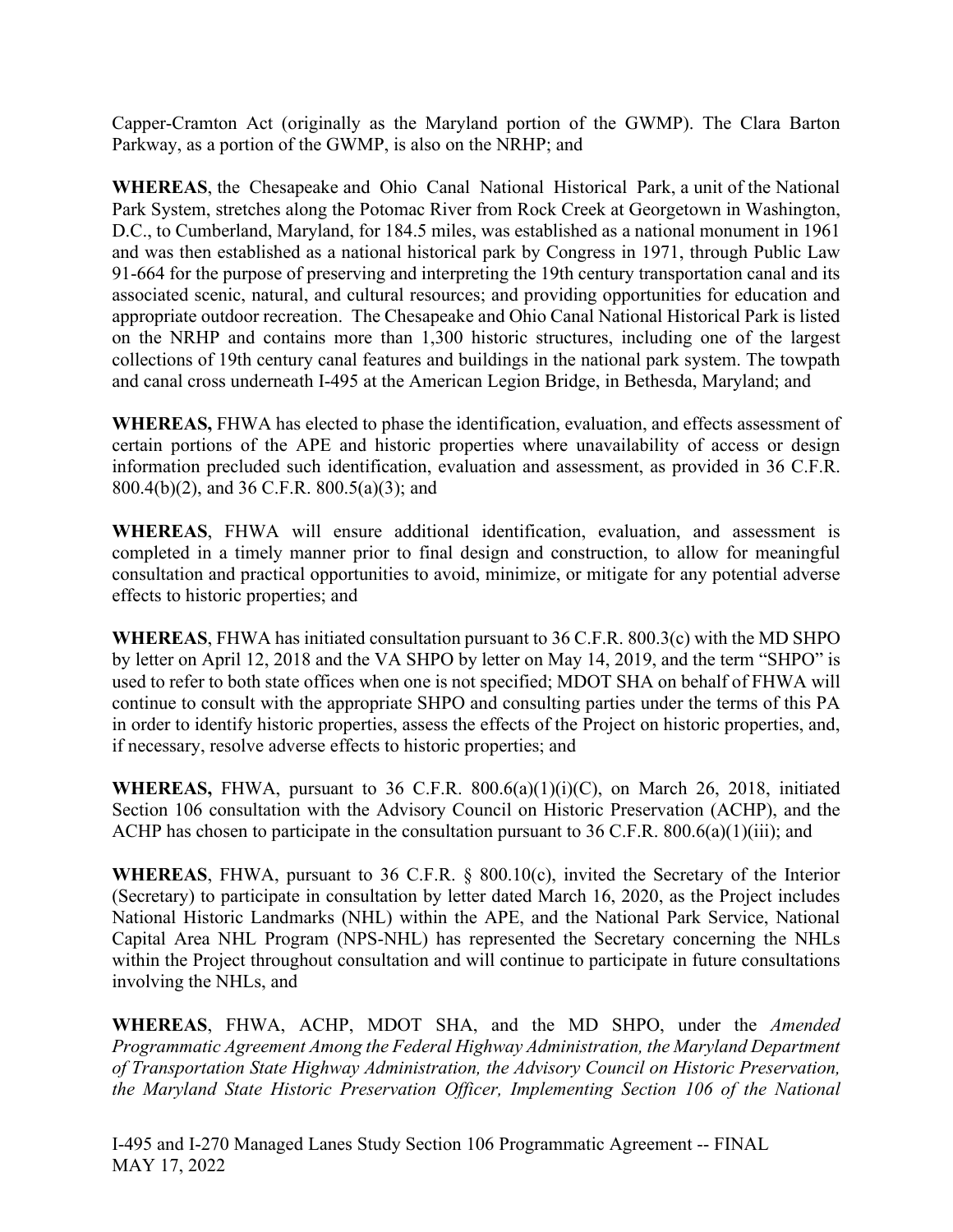Capper-Cramton Act (originally as the Maryland portion of the GWMP). The Clara Barton Parkway, as a portion of the GWMP, is also on the NRHP; and

**WHEREAS**, the Chesapeake and Ohio Canal National Historical Park, a unit of the National Park System, stretches along the Potomac River from Rock Creek at Georgetown in Washington, D.C., to Cumberland, Maryland, for 184.5 miles, was established as a national monument in 1961 and was then established as a national historical park by Congress in 1971, through Public Law 91-664 for the purpose of preserving and interpreting the 19th century transportation canal and its associated scenic, natural, and cultural resources; and providing opportunities for education and appropriate outdoor recreation. The Chesapeake and Ohio Canal National Historical Park is listed on the NRHP and contains more than 1,300 historic structures, including one of the largest collections of 19th century canal features and buildings in the national park system. The towpath and canal cross underneath I-495 at the American Legion Bridge, in Bethesda, Maryland; and

**WHEREAS,** FHWA has elected to phase the identification, evaluation, and effects assessment of certain portions of the APE and historic properties where unavailability of access or design information precluded such identification, evaluation and assessment, as provided in 36 C.F.R. 800.4(b)(2), and 36 C.F.R. 800.5(a)(3); and

**WHEREAS**, FHWA will ensure additional identification, evaluation, and assessment is completed in a timely manner prior to final design and construction, to allow for meaningful consultation and practical opportunities to avoid, minimize, or mitigate for any potential adverse effects to historic properties; and

**WHEREAS**, FHWA has initiated consultation pursuant to 36 C.F.R. 800.3(c) with the MD SHPO by letter on April 12, 2018 and the VA SHPO by letter on May 14, 2019, and the term "SHPO" is used to refer to both state offices when one is not specified; MDOT SHA on behalf of FHWA will continue to consult with the appropriate SHPO and consulting parties under the terms of this PA in order to identify historic properties, assess the effects of the Project on historic properties, and, if necessary, resolve adverse effects to historic properties; and

**WHEREAS,** FHWA, pursuant to 36 C.F.R. 800.6(a)(1)(i)(C), on March 26, 2018, initiated Section 106 consultation with the Advisory Council on Historic Preservation (ACHP), and the ACHP has chosen to participate in the consultation pursuant to 36 C.F.R. 800.6(a)(1)(iii); and

**WHEREAS**, FHWA, pursuant to 36 C.F.R. § 800.10(c), invited the Secretary of the Interior (Secretary) to participate in consultation by letter dated March 16, 2020, as the Project includes National Historic Landmarks (NHL) within the APE, and the National Park Service, National Capital Area NHL Program (NPS-NHL) has represented the Secretary concerning the NHLs within the Project throughout consultation and will continue to participate in future consultations involving the NHLs, and

**WHEREAS**, FHWA, ACHP, MDOT SHA, and the MD SHPO, under the *Amended Programmatic Agreement Among the Federal Highway Administration, the Maryland Department of Transportation State Highway Administration, the Advisory Council on Historic Preservation, the Maryland State Historic Preservation Officer, Implementing Section 106 of the National*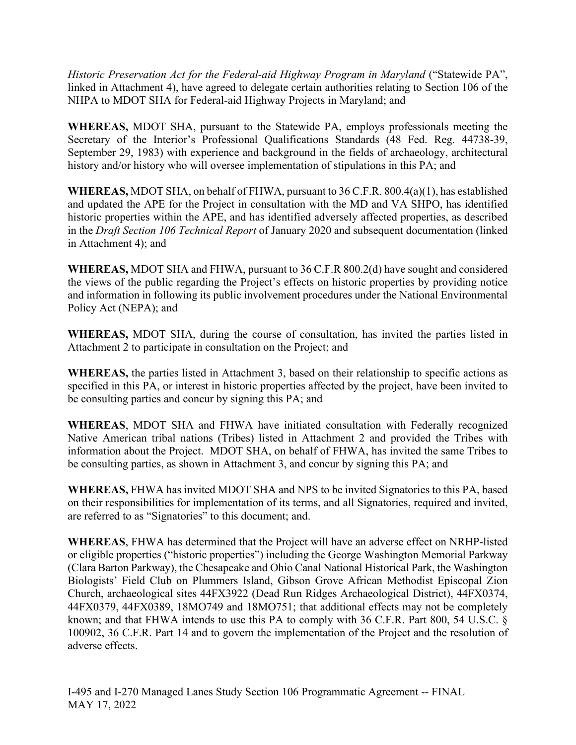*Historic Preservation Act for the Federal-aid Highway Program in Maryland* ("Statewide PA", linked in Attachment 4), have agreed to delegate certain authorities relating to Section 106 of the NHPA to MDOT SHA for Federal-aid Highway Projects in Maryland; and

**WHEREAS,** MDOT SHA, pursuant to the Statewide PA, employs professionals meeting the Secretary of the Interior's Professional Qualifications Standards (48 Fed. Reg. 44738-39, September 29, 1983) with experience and background in the fields of archaeology, architectural history and/or history who will oversee implementation of stipulations in this PA; and

**WHEREAS,** MDOT SHA, on behalf of FHWA, pursuant to 36 C.F.R. 800.4(a)(1), has established and updated the APE for the Project in consultation with the MD and VA SHPO, has identified historic properties within the APE, and has identified adversely affected properties, as described in the *Draft Section 106 Technical Report* of January 2020 and subsequent documentation (linked in Attachment 4); and

**WHEREAS,** MDOT SHA and FHWA, pursuant to 36 C.F.R 800.2(d) have sought and considered the views of the public regarding the Project's effects on historic properties by providing notice and information in following its public involvement procedures under the National Environmental Policy Act (NEPA); and

**WHEREAS,** MDOT SHA, during the course of consultation, has invited the parties listed in Attachment 2 to participate in consultation on the Project; and

**WHEREAS,** the parties listed in Attachment 3, based on their relationship to specific actions as specified in this PA, or interest in historic properties affected by the project, have been invited to be consulting parties and concur by signing this PA; and

**WHEREAS**, MDOT SHA and FHWA have initiated consultation with Federally recognized Native American tribal nations (Tribes) listed in Attachment 2 and provided the Tribes with information about the Project. MDOT SHA, on behalf of FHWA, has invited the same Tribes to be consulting parties, as shown in Attachment 3, and concur by signing this PA; and

**WHEREAS,** FHWA has invited MDOT SHA and NPS to be invited Signatories to this PA, based on their responsibilities for implementation of its terms, and all Signatories, required and invited, are referred to as "Signatories" to this document; and.

**WHEREAS**, FHWA has determined that the Project will have an adverse effect on NRHP-listed or eligible properties ("historic properties") including the George Washington Memorial Parkway (Clara Barton Parkway), the Chesapeake and Ohio Canal National Historical Park, the Washington Biologists' Field Club on Plummers Island, Gibson Grove African Methodist Episcopal Zion Church, archaeological sites 44FX3922 (Dead Run Ridges Archaeological District), 44FX0374, 44FX0379, 44FX0389, 18MO749 and 18MO751; that additional effects may not be completely known; and that FHWA intends to use this PA to comply with 36 C.F.R. Part 800, 54 U.S.C. § 100902, 36 C.F.R. Part 14 and to govern the implementation of the Project and the resolution of adverse effects.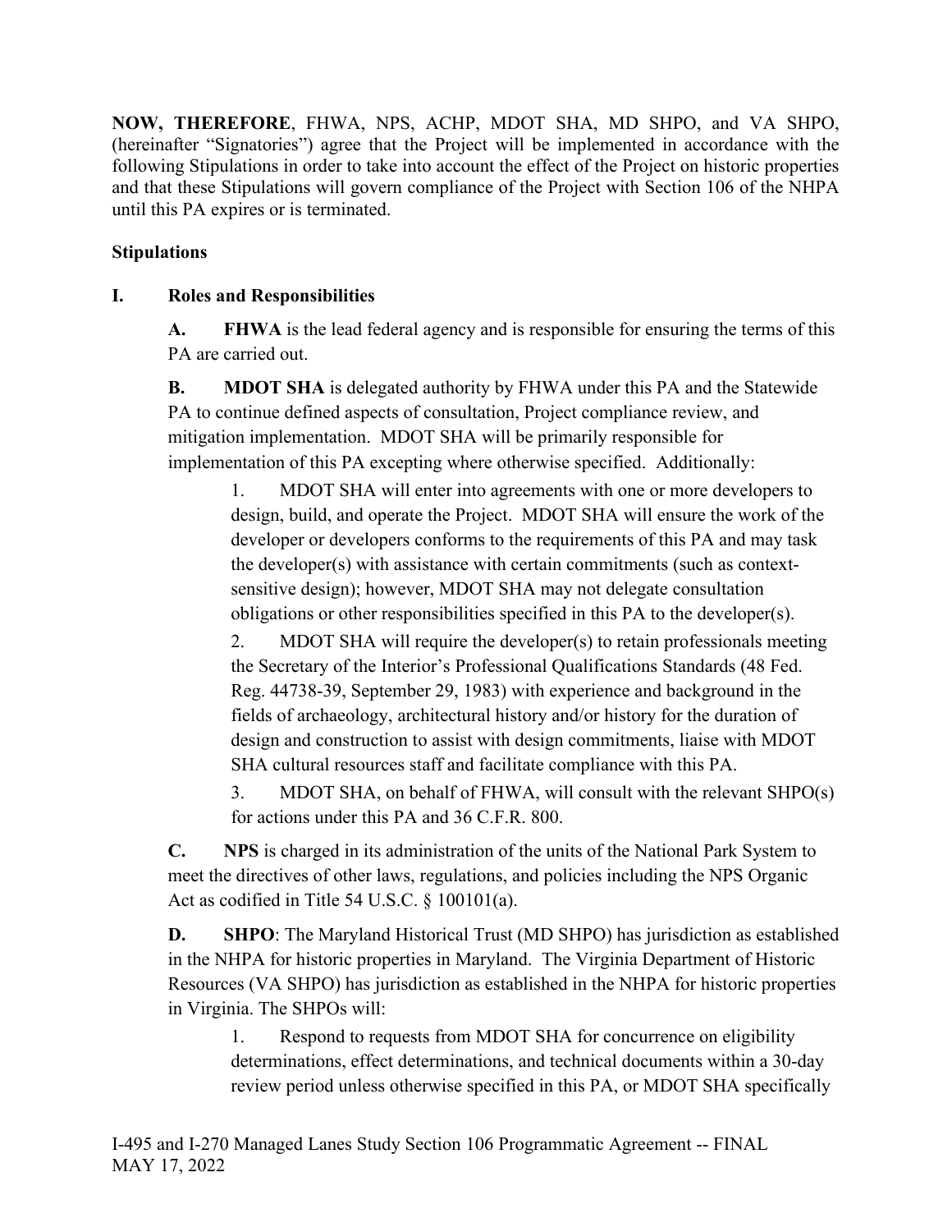**NOW, THEREFORE**, FHWA, NPS, ACHP, MDOT SHA, MD SHPO, and VA SHPO, (hereinafter "Signatories") agree that the Project will be implemented in accordance with the following Stipulations in order to take into account the effect of the Project on historic properties and that these Stipulations will govern compliance of the Project with Section 106 of the NHPA until this PA expires or is terminated.

**Stipulations**

**I. Roles and Responsibilities**

**A. FHWA** is the lead federal agency and is responsible for ensuring the terms of this PA are carried out.

**B. MDOT SHA** is delegated authority by FHWA under this PA and the Statewide PA to continue defined aspects of consultation, Project compliance review, and mitigation implementation. MDOT SHA will be primarily responsible for implementation of this PA excepting where otherwise specified. Additionally:

1. MDOT SHA will enter into agreements with one or more developers to design, build, and operate the Project. MDOT SHA will ensure the work of the developer or developers conforms to the requirements of this PA and may task the developer(s) with assistance with certain commitments (such as context-sensitive design); however, MDOT SHA may not delegate consultation obligations or other responsibilities specified in this PA to the developer(s).
2. MDOT SHA will require the developer(s) to retain professionals meeting the Secretary of the Interior's Professional Qualifications Standards (48 Fed. Reg. 44738-39, September 29, 1983) with experience and background in the fields of archaeology, architectural history and/or history for the duration of design and construction to assist with design commitments, liaise with MDOT SHA cultural resources staff and facilitate compliance with this PA.
3. MDOT SHA, on behalf of FHWA, will consult with the relevant SHPO(s) for actions under this PA and 36 C.F.R. 800.

**C. NPS** is charged in its administration of the units of the National Park System to meet the directives of other laws, regulations, and policies including the NPS Organic Act as codified in Title 54 U.S.C. § 100101(a).

**D. SHPO**: The Maryland Historical Trust (MD SHPO) has jurisdiction as established in the NHPA for historic properties in Maryland. The Virginia Department of Historic Resources (VA SHPO) has jurisdiction as established in the NHPA for historic properties in Virginia. The SHPOs will:

1. Respond to requests from MDOT SHA for concurrence on eligibility determinations, effect determinations, and technical documents within a 30-day review period unless otherwise specified in this PA, or MDOT SHA specifically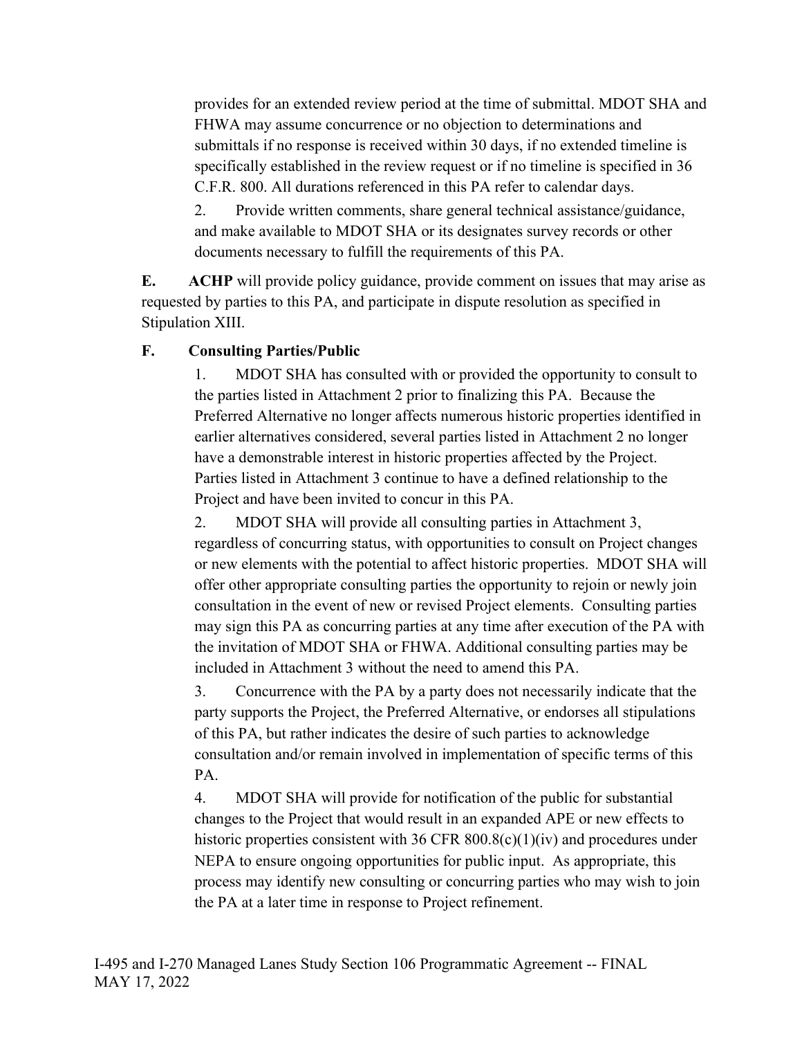provides for an extended review period at the time of submittal. MDOT SHA and FHWA may assume concurrence or no objection to determinations and submittals if no response is received within 30 days, if no extended timeline is specifically established in the review request or if no timeline is specified in 36 C.F.R. 800. All durations referenced in this PA refer to calendar days.

2. Provide written comments, share general technical assistance/guidance, and make available to MDOT SHA or its designates survey records or other documents necessary to fulfill the requirements of this PA.

**E. ACHP** will provide policy guidance, provide comment on issues that may arise as requested by parties to this PA, and participate in dispute resolution as specified in Stipulation XIII.

**F. Consulting Parties/Public**

1. MDOT SHA has consulted with or provided the opportunity to consult to the parties listed in Attachment 2 prior to finalizing this PA. Because the Preferred Alternative no longer affects numerous historic properties identified in earlier alternatives considered, several parties listed in Attachment 2 no longer have a demonstrable interest in historic properties affected by the Project. Parties listed in Attachment 3 continue to have a defined relationship to the Project and have been invited to concur in this PA.

2. MDOT SHA will provide all consulting parties in Attachment 3, regardless of concurring status, with opportunities to consult on Project changes or new elements with the potential to affect historic properties. MDOT SHA will offer other appropriate consulting parties the opportunity to rejoin or newly join consultation in the event of new or revised Project elements. Consulting parties may sign this PA as concurring parties at any time after execution of the PA with the invitation of MDOT SHA or FHWA. Additional consulting parties may be included in Attachment 3 without the need to amend this PA.

3. Concurrence with the PA by a party does not necessarily indicate that the party supports the Project, the Preferred Alternative, or endorses all stipulations of this PA, but rather indicates the desire of such parties to acknowledge consultation and/or remain involved in implementation of specific terms of this PA.

4. MDOT SHA will provide for notification of the public for substantial changes to the Project that would result in an expanded APE or new effects to historic properties consistent with 36 CFR 800.8(c)(1)(iv) and procedures under NEPA to ensure ongoing opportunities for public input. As appropriate, this process may identify new consulting or concurring parties who may wish to join the PA at a later time in response to Project refinement.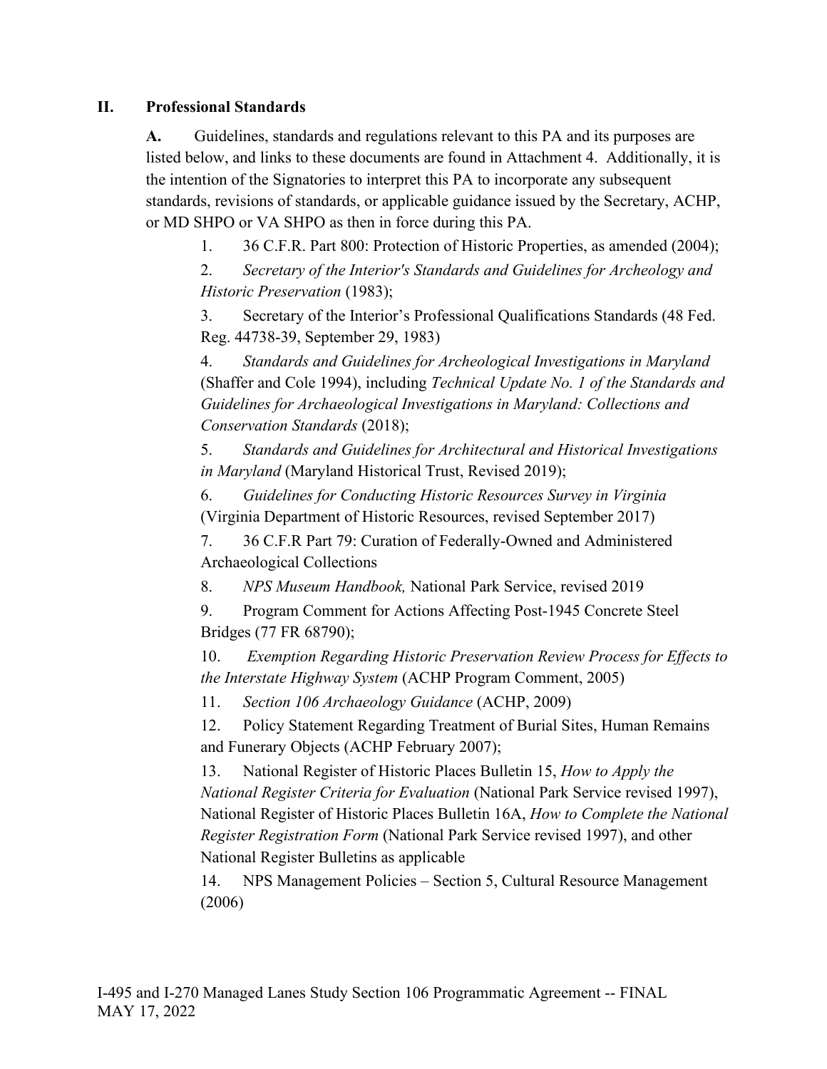## II. Professional Standards

**A.** Guidelines, standards and regulations relevant to this PA and its purposes are listed below, and links to these documents are found in Attachment 4. Additionally, it is the intention of the Signatories to interpret this PA to incorporate any subsequent standards, revisions of standards, or applicable guidance issued by the Secretary, ACHP, or MD SHPO or VA SHPO as then in force during this PA.

1. 36 C.F.R. Part 800: Protection of Historic Properties, as amended (2004);
2. *Secretary of the Interior's Standards and Guidelines for Archeology and Historic Preservation* (1983);
3. Secretary of the Interior's Professional Qualifications Standards (48 Fed. Reg. 44738-39, September 29, 1983)
4. *Standards and Guidelines for Archeological Investigations in Maryland* (Shaffer and Cole 1994), including *Technical Update No. 1 of the Standards and Guidelines for Archaeological Investigations in Maryland: Collections and Conservation Standards* (2018);
5. *Standards and Guidelines for Architectural and Historical Investigations in Maryland* (Maryland Historical Trust, Revised 2019);
6. *Guidelines for Conducting Historic Resources Survey in Virginia* (Virginia Department of Historic Resources, revised September 2017)
7. 36 C.F.R Part 79: Curation of Federally-Owned and Administered Archaeological Collections
8. *NPS Museum Handbook,* National Park Service, revised 2019
9. Program Comment for Actions Affecting Post-1945 Concrete Steel Bridges (77 FR 68790);
10. *Exemption Regarding Historic Preservation Review Process for Effects to the Interstate Highway System* (ACHP Program Comment, 2005)
11. *Section 106 Archaeology Guidance* (ACHP, 2009)
12. Policy Statement Regarding Treatment of Burial Sites, Human Remains and Funerary Objects (ACHP February 2007);
13. National Register of Historic Places Bulletin 15, *How to Apply the National Register Criteria for Evaluation* (National Park Service revised 1997), National Register of Historic Places Bulletin 16A, *How to Complete the National Register Registration Form* (National Park Service revised 1997), and other National Register Bulletins as applicable
14. NPS Management Policies – Section 5, Cultural Resource Management (2006)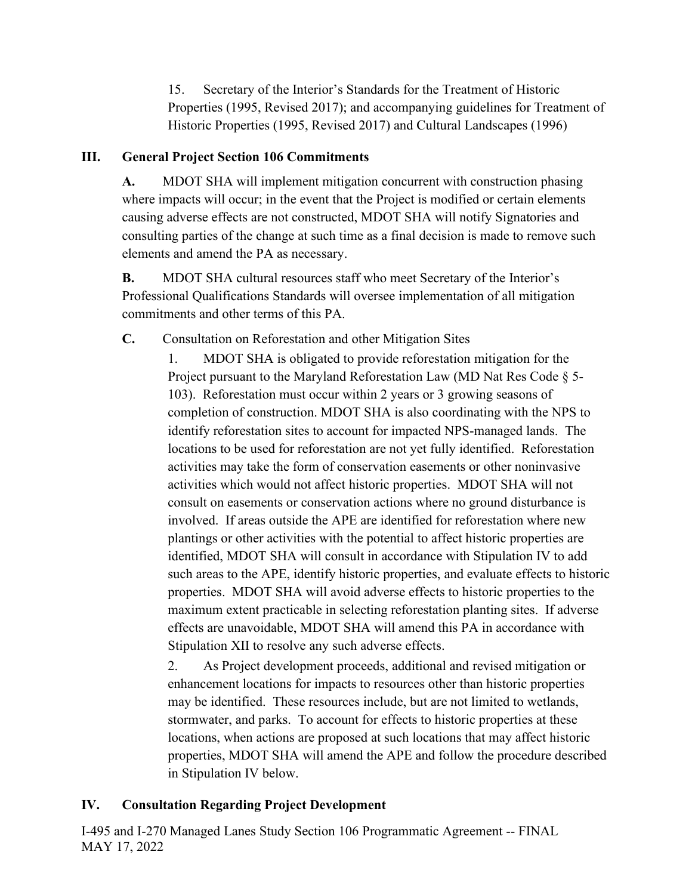15. Secretary of the Interior's Standards for the Treatment of Historic Properties (1995, Revised 2017); and accompanying guidelines for Treatment of Historic Properties (1995, Revised 2017) and Cultural Landscapes (1996)

## III. General Project Section 106 Commitments

**A.** MDOT SHA will implement mitigation concurrent with construction phasing where impacts will occur; in the event that the Project is modified or certain elements causing adverse effects are not constructed, MDOT SHA will notify Signatories and consulting parties of the change at such time as a final decision is made to remove such elements and amend the PA as necessary.

**B.** MDOT SHA cultural resources staff who meet Secretary of the Interior's Professional Qualifications Standards will oversee implementation of all mitigation commitments and other terms of this PA.

**C.** Consultation on Reforestation and other Mitigation Sites

1. MDOT SHA is obligated to provide reforestation mitigation for the Project pursuant to the Maryland Reforestation Law (MD Nat Res Code § 5-103). Reforestation must occur within 2 years or 3 growing seasons of completion of construction. MDOT SHA is also coordinating with the NPS to identify reforestation sites to account for impacted NPS-managed lands. The locations to be used for reforestation are not yet fully identified. Reforestation activities may take the form of conservation easements or other noninvasive activities which would not affect historic properties. MDOT SHA will not consult on easements or conservation actions where no ground disturbance is involved. If areas outside the APE are identified for reforestation where new plantings or other activities with the potential to affect historic properties are identified, MDOT SHA will consult in accordance with Stipulation IV to add such areas to the APE, identify historic properties, and evaluate effects to historic properties. MDOT SHA will avoid adverse effects to historic properties to the maximum extent practicable in selecting reforestation planting sites. If adverse effects are unavoidable, MDOT SHA will amend this PA in accordance with Stipulation XII to resolve any such adverse effects.

2. As Project development proceeds, additional and revised mitigation or enhancement locations for impacts to resources other than historic properties may be identified. These resources include, but are not limited to wetlands, stormwater, and parks. To account for effects to historic properties at these locations, when actions are proposed at such locations that may affect historic properties, MDOT SHA will amend the APE and follow the procedure described in Stipulation IV below.

## IV. Consultation Regarding Project Development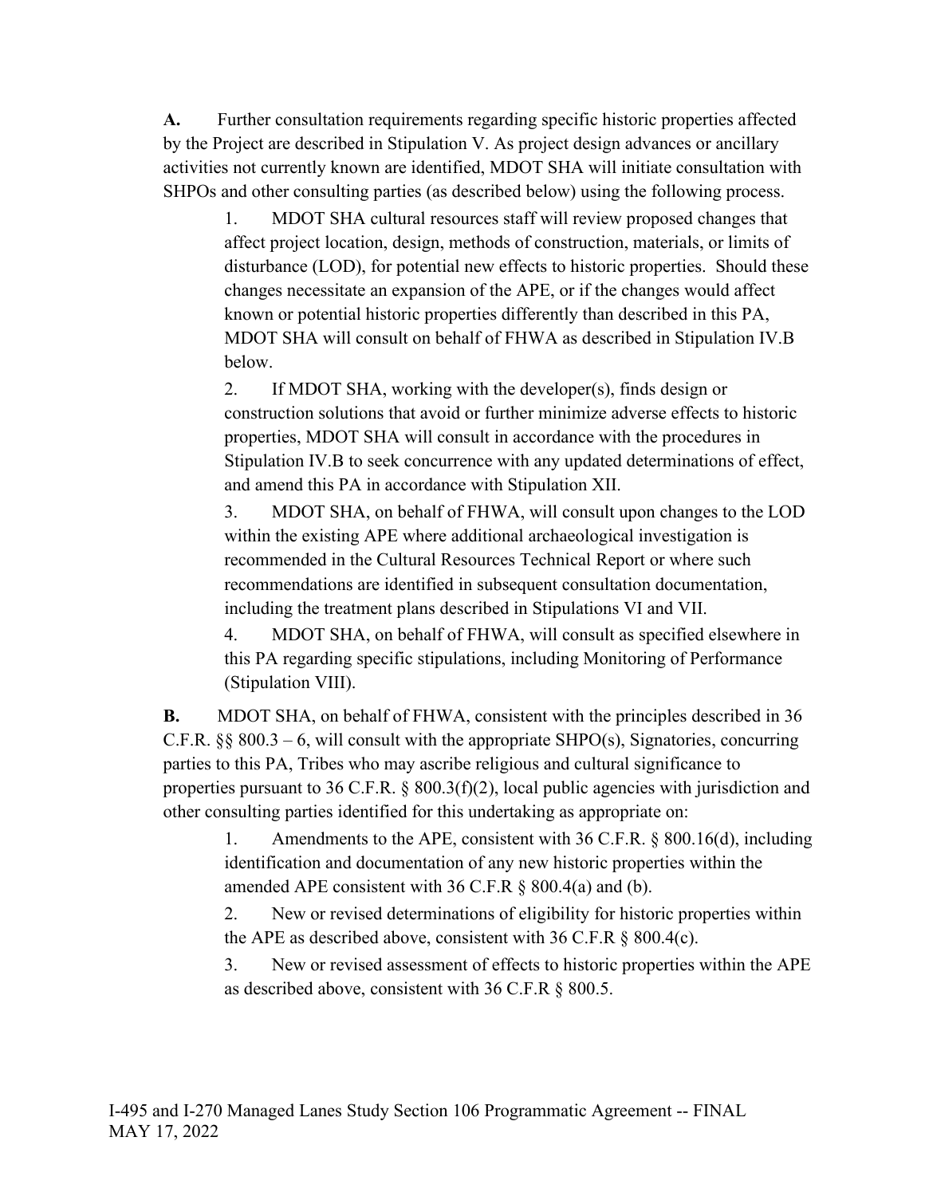**A.** Further consultation requirements regarding specific historic properties affected by the Project are described in Stipulation V. As project design advances or ancillary activities not currently known are identified, MDOT SHA will initiate consultation with SHPOs and other consulting parties (as described below) using the following process.

1. MDOT SHA cultural resources staff will review proposed changes that affect project location, design, methods of construction, materials, or limits of disturbance (LOD), for potential new effects to historic properties. Should these changes necessitate an expansion of the APE, or if the changes would affect known or potential historic properties differently than described in this PA, MDOT SHA will consult on behalf of FHWA as described in Stipulation IV.B below.

2. If MDOT SHA, working with the developer(s), finds design or construction solutions that avoid or further minimize adverse effects to historic properties, MDOT SHA will consult in accordance with the procedures in Stipulation IV.B to seek concurrence with any updated determinations of effect, and amend this PA in accordance with Stipulation XII.

3. MDOT SHA, on behalf of FHWA, will consult upon changes to the LOD within the existing APE where additional archaeological investigation is recommended in the Cultural Resources Technical Report or where such recommendations are identified in subsequent consultation documentation, including the treatment plans described in Stipulations VI and VII.

4. MDOT SHA, on behalf of FHWA, will consult as specified elsewhere in this PA regarding specific stipulations, including Monitoring of Performance (Stipulation VIII).

**B.** MDOT SHA, on behalf of FHWA, consistent with the principles described in 36 C.F.R. §§ 800.3 – 6, will consult with the appropriate SHPO(s), Signatories, concurring parties to this PA, Tribes who may ascribe religious and cultural significance to properties pursuant to 36 C.F.R. § 800.3(f)(2), local public agencies with jurisdiction and other consulting parties identified for this undertaking as appropriate on:

1. Amendments to the APE, consistent with 36 C.F.R. § 800.16(d), including identification and documentation of any new historic properties within the amended APE consistent with 36 C.F.R § 800.4(a) and (b).

2. New or revised determinations of eligibility for historic properties within the APE as described above, consistent with 36 C.F.R § 800.4(c).

3. New or revised assessment of effects to historic properties within the APE as described above, consistent with 36 C.F.R § 800.5.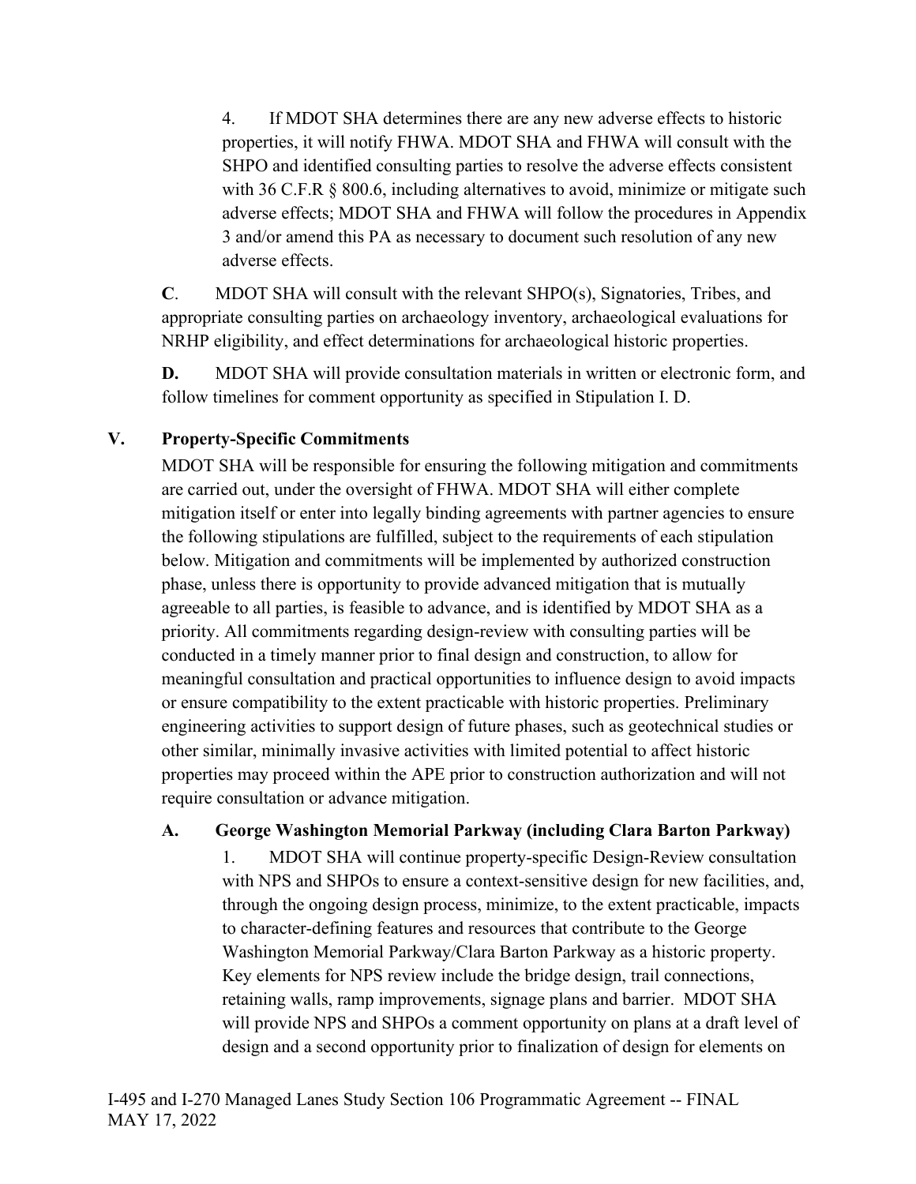4. If MDOT SHA determines there are any new adverse effects to historic properties, it will notify FHWA. MDOT SHA and FHWA will consult with the SHPO and identified consulting parties to resolve the adverse effects consistent with 36 C.F.R § 800.6, including alternatives to avoid, minimize or mitigate such adverse effects; MDOT SHA and FHWA will follow the procedures in Appendix 3 and/or amend this PA as necessary to document such resolution of any new adverse effects.

**C**. MDOT SHA will consult with the relevant SHPO(s), Signatories, Tribes, and appropriate consulting parties on archaeology inventory, archaeological evaluations for NRHP eligibility, and effect determinations for archaeological historic properties.

**D.** MDOT SHA will provide consultation materials in written or electronic form, and follow timelines for comment opportunity as specified in Stipulation I. D.

## V. Property-Specific Commitments

MDOT SHA will be responsible for ensuring the following mitigation and commitments are carried out, under the oversight of FHWA. MDOT SHA will either complete mitigation itself or enter into legally binding agreements with partner agencies to ensure the following stipulations are fulfilled, subject to the requirements of each stipulation below. Mitigation and commitments will be implemented by authorized construction phase, unless there is opportunity to provide advanced mitigation that is mutually agreeable to all parties, is feasible to advance, and is identified by MDOT SHA as a priority. All commitments regarding design-review with consulting parties will be conducted in a timely manner prior to final design and construction, to allow for meaningful consultation and practical opportunities to influence design to avoid impacts or ensure compatibility to the extent practicable with historic properties. Preliminary engineering activities to support design of future phases, such as geotechnical studies or other similar, minimally invasive activities with limited potential to affect historic properties may proceed within the APE prior to construction authorization and will not require consultation or advance mitigation.

### A. George Washington Memorial Parkway (including Clara Barton Parkway)

1. MDOT SHA will continue property-specific Design-Review consultation with NPS and SHPOs to ensure a context-sensitive design for new facilities, and, through the ongoing design process, minimize, to the extent practicable, impacts to character-defining features and resources that contribute to the George Washington Memorial Parkway/Clara Barton Parkway as a historic property. Key elements for NPS review include the bridge design, trail connections, retaining walls, ramp improvements, signage plans and barrier. MDOT SHA will provide NPS and SHPOs a comment opportunity on plans at a draft level of design and a second opportunity prior to finalization of design for elements on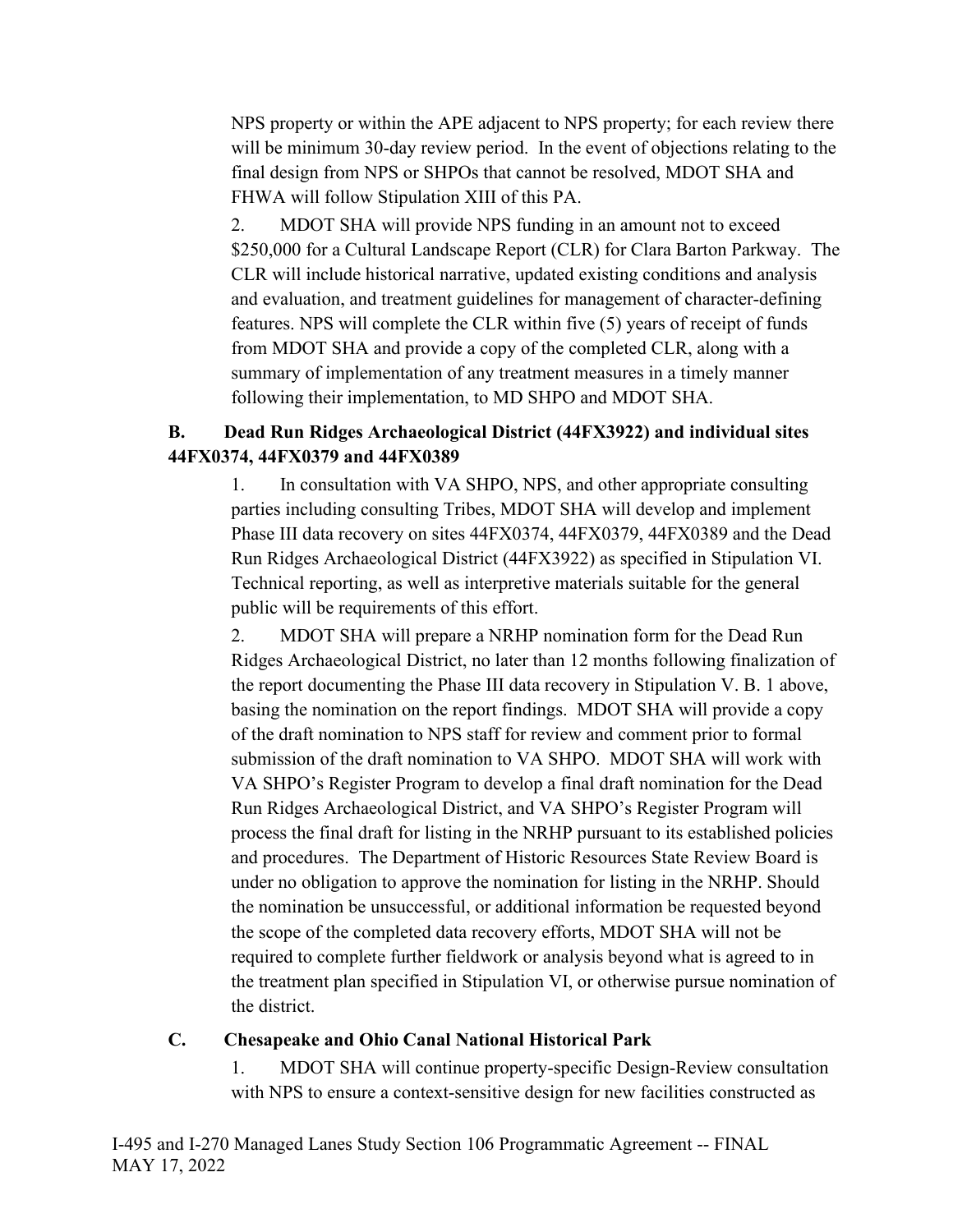NPS property or within the APE adjacent to NPS property; for each review there will be minimum 30-day review period. In the event of objections relating to the final design from NPS or SHPOs that cannot be resolved, MDOT SHA and FHWA will follow Stipulation XIII of this PA.

2. MDOT SHA will provide NPS funding in an amount not to exceed $250,000 for a Cultural Landscape Report (CLR) for Clara Barton Parkway. The CLR will include historical narrative, updated existing conditions and analysis and evaluation, and treatment guidelines for management of character-defining features. NPS will complete the CLR within five (5) years of receipt of funds from MDOT SHA and provide a copy of the completed CLR, along with a summary of implementation of any treatment measures in a timely manner following their implementation, to MD SHPO and MDOT SHA.

**B. Dead Run Ridges Archaeological District (44FX3922) and individual sites 44FX0374, 44FX0379 and 44FX0389**

1. In consultation with VA SHPO, NPS, and other appropriate consulting parties including consulting Tribes, MDOT SHA will develop and implement Phase III data recovery on sites 44FX0374, 44FX0379, 44FX0389 and the Dead Run Ridges Archaeological District (44FX3922) as specified in Stipulation VI. Technical reporting, as well as interpretive materials suitable for the general public will be requirements of this effort.

2. MDOT SHA will prepare a NRHP nomination form for the Dead Run Ridges Archaeological District, no later than 12 months following finalization of the report documenting the Phase III data recovery in Stipulation V. B. 1 above, basing the nomination on the report findings. MDOT SHA will provide a copy of the draft nomination to NPS staff for review and comment prior to formal submission of the draft nomination to VA SHPO. MDOT SHA will work with VA SHPO's Register Program to develop a final draft nomination for the Dead Run Ridges Archaeological District, and VA SHPO's Register Program will process the final draft for listing in the NRHP pursuant to its established policies and procedures. The Department of Historic Resources State Review Board is under no obligation to approve the nomination for listing in the NRHP. Should the nomination be unsuccessful, or additional information be requested beyond the scope of the completed data recovery efforts, MDOT SHA will not be required to complete further fieldwork or analysis beyond what is agreed to in the treatment plan specified in Stipulation VI, or otherwise pursue nomination of the district.

**C. Chesapeake and Ohio Canal National Historical Park**

1. MDOT SHA will continue property-specific Design-Review consultation with NPS to ensure a context-sensitive design for new facilities constructed as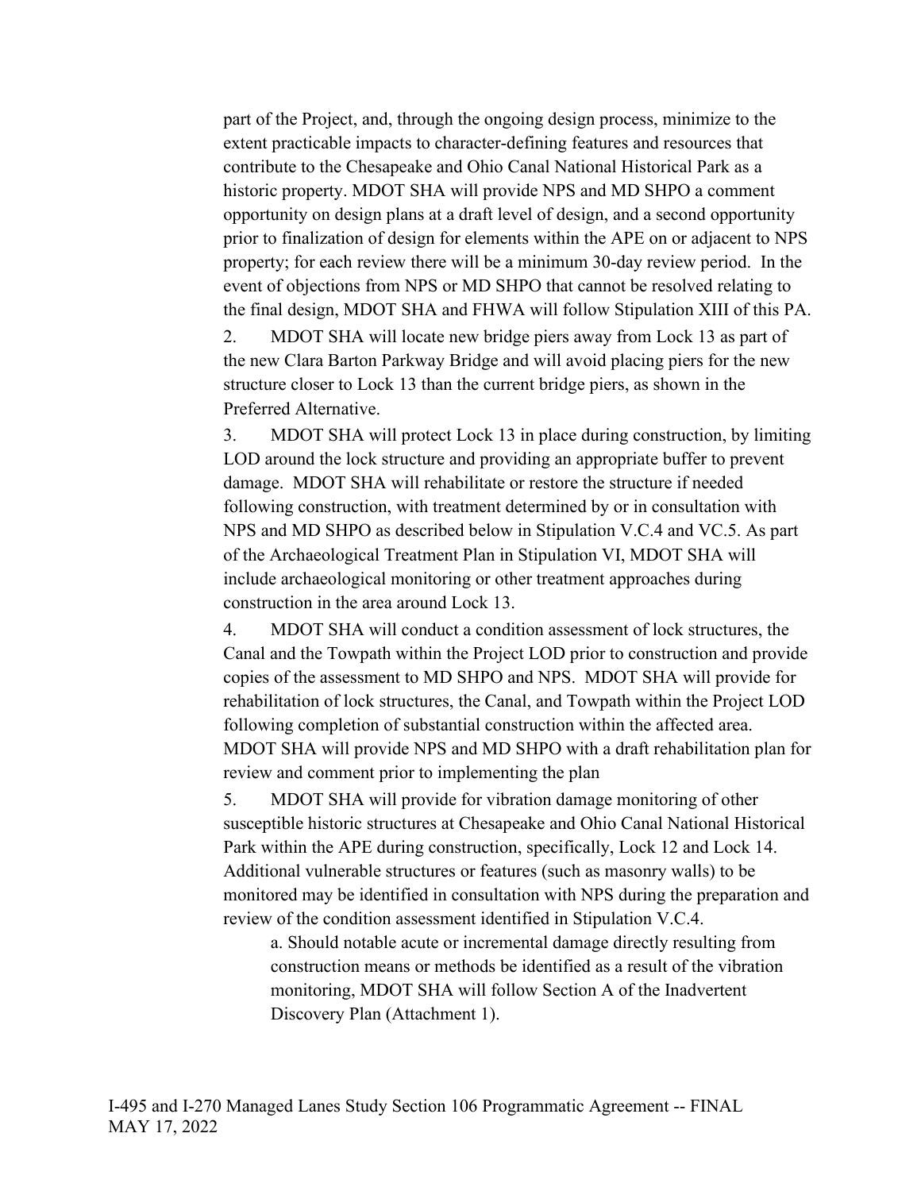part of the Project, and, through the ongoing design process, minimize to the extent practicable impacts to character-defining features and resources that contribute to the Chesapeake and Ohio Canal National Historical Park as a historic property. MDOT SHA will provide NPS and MD SHPO a comment opportunity on design plans at a draft level of design, and a second opportunity prior to finalization of design for elements within the APE on or adjacent to NPS property; for each review there will be a minimum 30-day review period. In the event of objections from NPS or MD SHPO that cannot be resolved relating to the final design, MDOT SHA and FHWA will follow Stipulation XIII of this PA.

2. MDOT SHA will locate new bridge piers away from Lock 13 as part of the new Clara Barton Parkway Bridge and will avoid placing piers for the new structure closer to Lock 13 than the current bridge piers, as shown in the Preferred Alternative.

3. MDOT SHA will protect Lock 13 in place during construction, by limiting LOD around the lock structure and providing an appropriate buffer to prevent damage. MDOT SHA will rehabilitate or restore the structure if needed following construction, with treatment determined by or in consultation with NPS and MD SHPO as described below in Stipulation V.C.4 and VC.5. As part of the Archaeological Treatment Plan in Stipulation VI, MDOT SHA will include archaeological monitoring or other treatment approaches during construction in the area around Lock 13.

4. MDOT SHA will conduct a condition assessment of lock structures, the Canal and the Towpath within the Project LOD prior to construction and provide copies of the assessment to MD SHPO and NPS. MDOT SHA will provide for rehabilitation of lock structures, the Canal, and Towpath within the Project LOD following completion of substantial construction within the affected area. MDOT SHA will provide NPS and MD SHPO with a draft rehabilitation plan for review and comment prior to implementing the plan

5. MDOT SHA will provide for vibration damage monitoring of other susceptible historic structures at Chesapeake and Ohio Canal National Historical Park within the APE during construction, specifically, Lock 12 and Lock 14. Additional vulnerable structures or features (such as masonry walls) to be monitored may be identified in consultation with NPS during the preparation and review of the condition assessment identified in Stipulation V.C.4.

   a. Should notable acute or incremental damage directly resulting from construction means or methods be identified as a result of the vibration monitoring, MDOT SHA will follow Section A of the Inadvertent Discovery Plan (Attachment 1).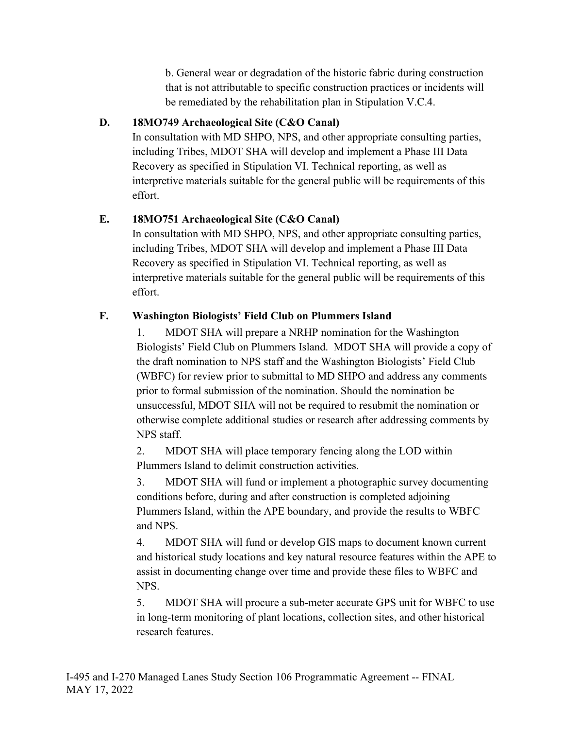b. General wear or degradation of the historic fabric during construction that is not attributable to specific construction practices or incidents will be remediated by the rehabilitation plan in Stipulation V.C.4.

**D. 18MO749 Archaeological Site (C&O Canal)**

In consultation with MD SHPO, NPS, and other appropriate consulting parties, including Tribes, MDOT SHA will develop and implement a Phase III Data Recovery as specified in Stipulation VI. Technical reporting, as well as interpretive materials suitable for the general public will be requirements of this effort.

**E. 18MO751 Archaeological Site (C&O Canal)**

In consultation with MD SHPO, NPS, and other appropriate consulting parties, including Tribes, MDOT SHA will develop and implement a Phase III Data Recovery as specified in Stipulation VI. Technical reporting, as well as interpretive materials suitable for the general public will be requirements of this effort.

**F. Washington Biologists' Field Club on Plummers Island**

1. MDOT SHA will prepare a NRHP nomination for the Washington Biologists' Field Club on Plummers Island. MDOT SHA will provide a copy of the draft nomination to NPS staff and the Washington Biologists' Field Club (WBFC) for review prior to submittal to MD SHPO and address any comments prior to formal submission of the nomination. Should the nomination be unsuccessful, MDOT SHA will not be required to resubmit the nomination or otherwise complete additional studies or research after addressing comments by NPS staff.
2. MDOT SHA will place temporary fencing along the LOD within Plummers Island to delimit construction activities.
3. MDOT SHA will fund or implement a photographic survey documenting conditions before, during and after construction is completed adjoining Plummers Island, within the APE boundary, and provide the results to WBFC and NPS.
4. MDOT SHA will fund or develop GIS maps to document known current and historical study locations and key natural resource features within the APE to assist in documenting change over time and provide these files to WBFC and NPS.
5. MDOT SHA will procure a sub-meter accurate GPS unit for WBFC to use in long-term monitoring of plant locations, collection sites, and other historical research features.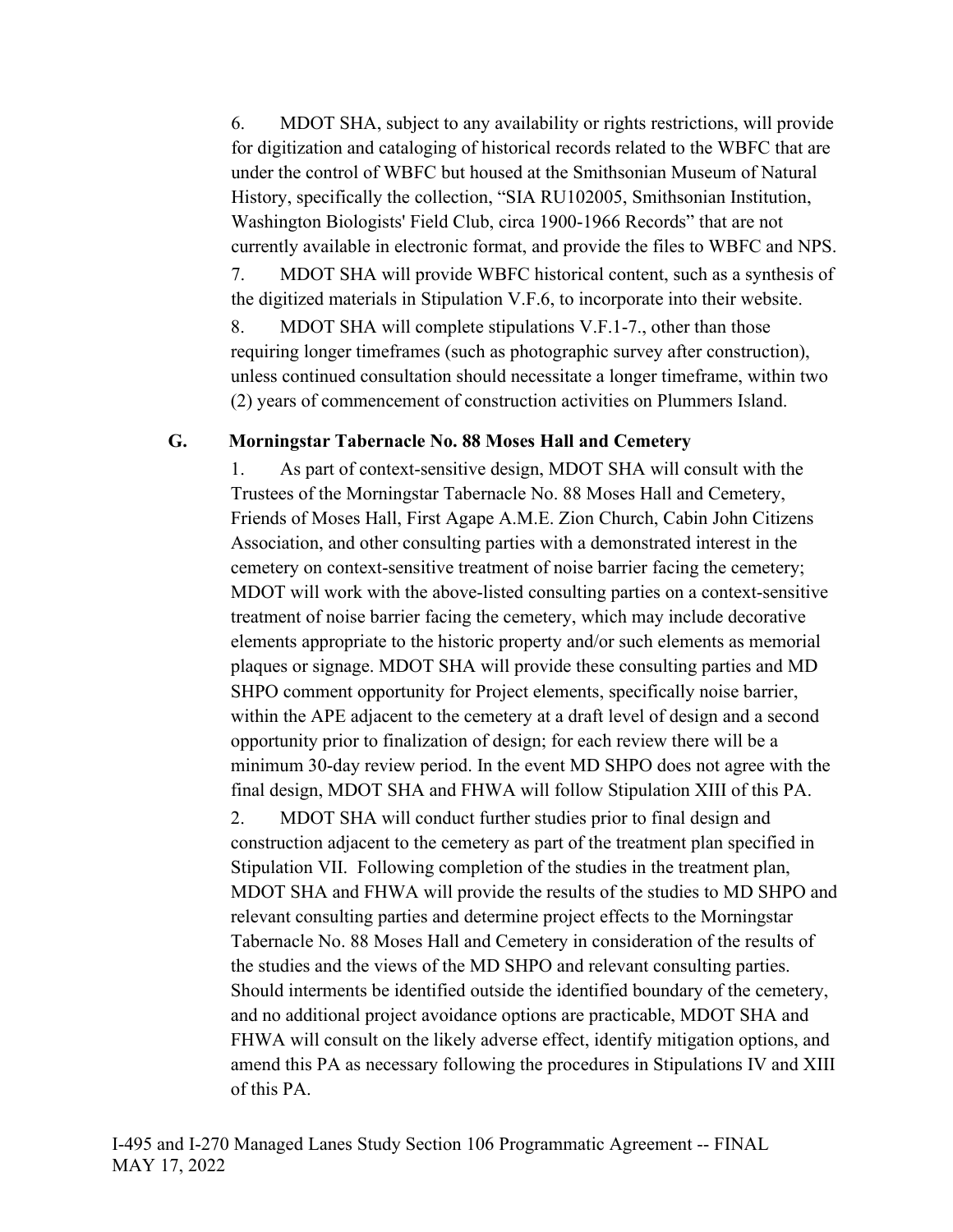6. MDOT SHA, subject to any availability or rights restrictions, will provide for digitization and cataloging of historical records related to the WBFC that are under the control of WBFC but housed at the Smithsonian Museum of Natural History, specifically the collection, "SIA RU102005, Smithsonian Institution, Washington Biologists' Field Club, circa 1900-1966 Records" that are not currently available in electronic format, and provide the files to WBFC and NPS.

7. MDOT SHA will provide WBFC historical content, such as a synthesis of the digitized materials in Stipulation V.F.6, to incorporate into their website.

8. MDOT SHA will complete stipulations V.F.1-7., other than those requiring longer timeframes (such as photographic survey after construction), unless continued consultation should necessitate a longer timeframe, within two (2) years of commencement of construction activities on Plummers Island.

### G. Morningstar Tabernacle No. 88 Moses Hall and Cemetery

1. As part of context-sensitive design, MDOT SHA will consult with the Trustees of the Morningstar Tabernacle No. 88 Moses Hall and Cemetery, Friends of Moses Hall, First Agape A.M.E. Zion Church, Cabin John Citizens Association, and other consulting parties with a demonstrated interest in the cemetery on context-sensitive treatment of noise barrier facing the cemetery; MDOT will work with the above-listed consulting parties on a context-sensitive treatment of noise barrier facing the cemetery, which may include decorative elements appropriate to the historic property and/or such elements as memorial plaques or signage. MDOT SHA will provide these consulting parties and MD SHPO comment opportunity for Project elements, specifically noise barrier, within the APE adjacent to the cemetery at a draft level of design and a second opportunity prior to finalization of design; for each review there will be a minimum 30-day review period. In the event MD SHPO does not agree with the final design, MDOT SHA and FHWA will follow Stipulation XIII of this PA.

2. MDOT SHA will conduct further studies prior to final design and construction adjacent to the cemetery as part of the treatment plan specified in Stipulation VII. Following completion of the studies in the treatment plan, MDOT SHA and FHWA will provide the results of the studies to MD SHPO and relevant consulting parties and determine project effects to the Morningstar Tabernacle No. 88 Moses Hall and Cemetery in consideration of the results of the studies and the views of the MD SHPO and relevant consulting parties. Should interments be identified outside the identified boundary of the cemetery, and no additional project avoidance options are practicable, MDOT SHA and FHWA will consult on the likely adverse effect, identify mitigation options, and amend this PA as necessary following the procedures in Stipulations IV and XIII of this PA.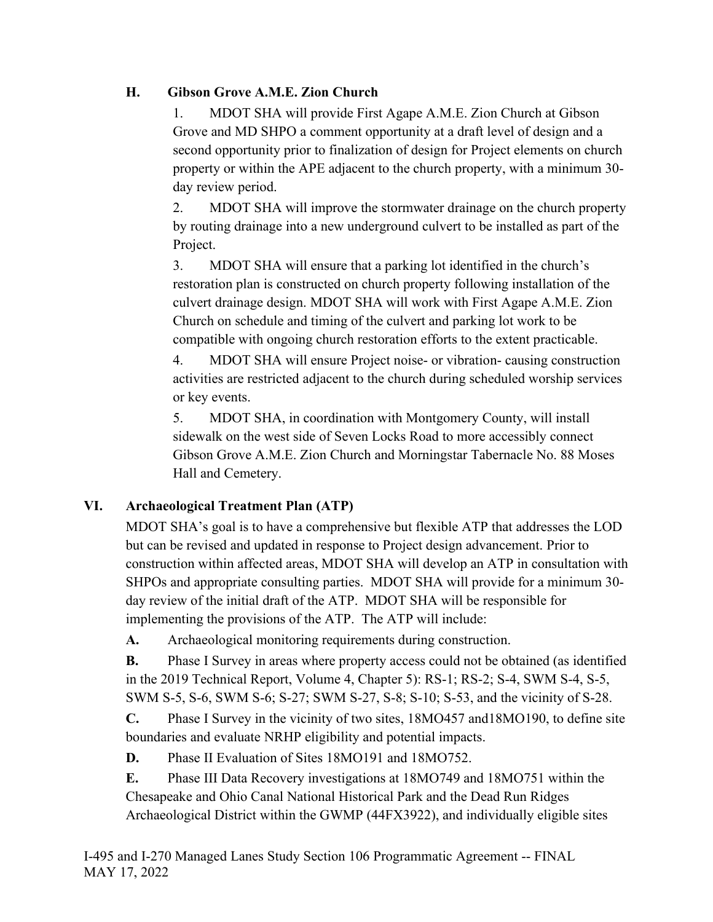### H. Gibson Grove A.M.E. Zion Church

1. MDOT SHA will provide First Agape A.M.E. Zion Church at Gibson Grove and MD SHPO a comment opportunity at a draft level of design and a second opportunity prior to finalization of design for Project elements on church property or within the APE adjacent to the church property, with a minimum 30-day review period.

2. MDOT SHA will improve the stormwater drainage on the church property by routing drainage into a new underground culvert to be installed as part of the Project.

3. MDOT SHA will ensure that a parking lot identified in the church's restoration plan is constructed on church property following installation of the culvert drainage design. MDOT SHA will work with First Agape A.M.E. Zion Church on schedule and timing of the culvert and parking lot work to be compatible with ongoing church restoration efforts to the extent practicable.

4. MDOT SHA will ensure Project noise- or vibration- causing construction activities are restricted adjacent to the church during scheduled worship services or key events.

5. MDOT SHA, in coordination with Montgomery County, will install sidewalk on the west side of Seven Locks Road to more accessibly connect Gibson Grove A.M.E. Zion Church and Morningstar Tabernacle No. 88 Moses Hall and Cemetery.

## VI. Archaeological Treatment Plan (ATP)

MDOT SHA's goal is to have a comprehensive but flexible ATP that addresses the LOD but can be revised and updated in response to Project design advancement. Prior to construction within affected areas, MDOT SHA will develop an ATP in consultation with SHPOs and appropriate consulting parties. MDOT SHA will provide for a minimum 30-day review of the initial draft of the ATP. MDOT SHA will be responsible for implementing the provisions of the ATP. The ATP will include:

**A.** Archaeological monitoring requirements during construction.

**B.** Phase I Survey in areas where property access could not be obtained (as identified in the 2019 Technical Report, Volume 4, Chapter 5): RS-1; RS-2; S-4, SWM S-4, S-5, SWM S-5, S-6, SWM S-6; S-27; SWM S-27, S-8; S-10; S-53, and the vicinity of S-28.

**C.** Phase I Survey in the vicinity of two sites, 18MO457 and18MO190, to define site boundaries and evaluate NRHP eligibility and potential impacts.

**D.** Phase II Evaluation of Sites 18MO191 and 18MO752.

**E.** Phase III Data Recovery investigations at 18MO749 and 18MO751 within the Chesapeake and Ohio Canal National Historical Park and the Dead Run Ridges Archaeological District within the GWMP (44FX3922), and individually eligible sites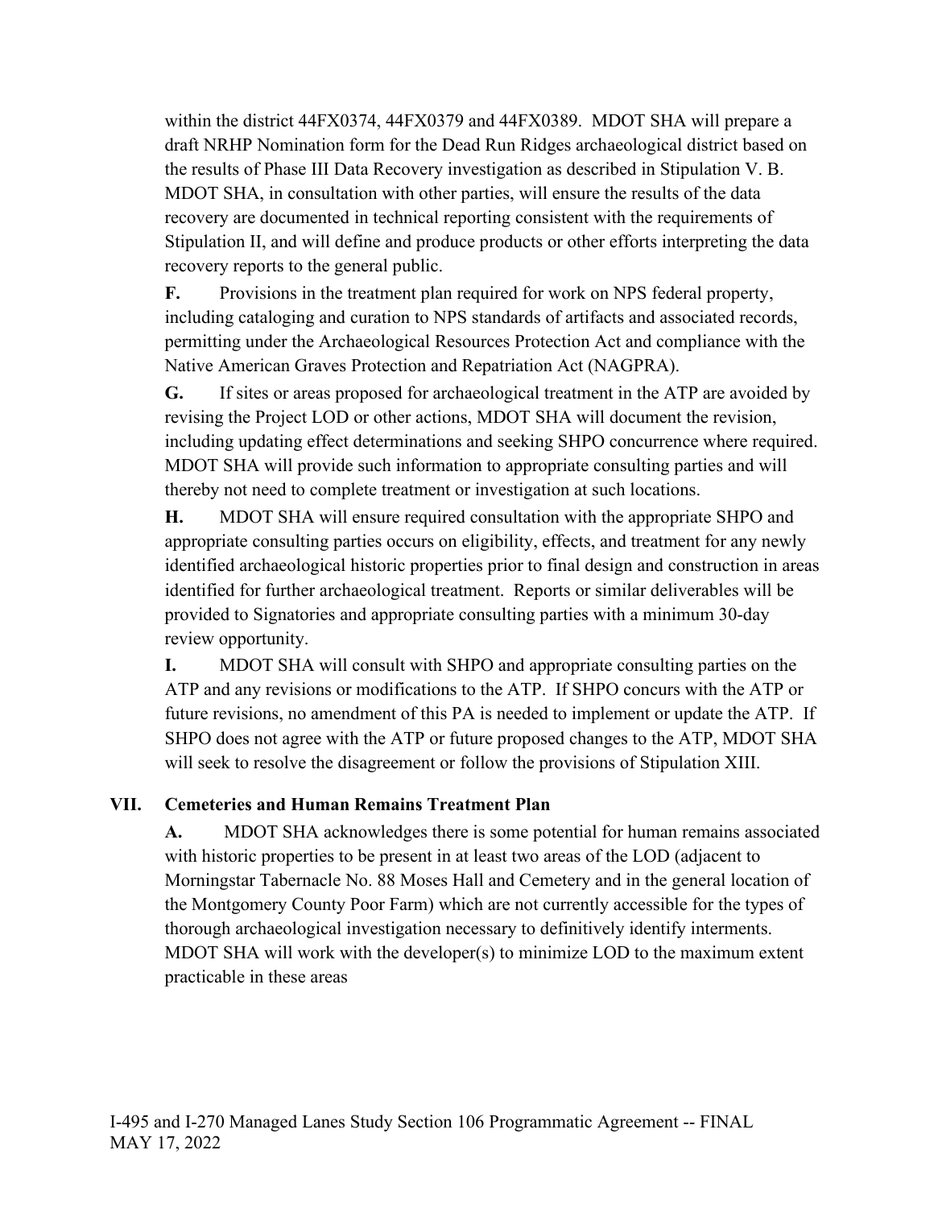within the district 44FX0374, 44FX0379 and 44FX0389. MDOT SHA will prepare a draft NRHP Nomination form for the Dead Run Ridges archaeological district based on the results of Phase III Data Recovery investigation as described in Stipulation V. B. MDOT SHA, in consultation with other parties, will ensure the results of the data recovery are documented in technical reporting consistent with the requirements of Stipulation II, and will define and produce products or other efforts interpreting the data recovery reports to the general public.

**F.** Provisions in the treatment plan required for work on NPS federal property, including cataloging and curation to NPS standards of artifacts and associated records, permitting under the Archaeological Resources Protection Act and compliance with the Native American Graves Protection and Repatriation Act (NAGPRA).

**G.** If sites or areas proposed for archaeological treatment in the ATP are avoided by revising the Project LOD or other actions, MDOT SHA will document the revision, including updating effect determinations and seeking SHPO concurrence where required. MDOT SHA will provide such information to appropriate consulting parties and will thereby not need to complete treatment or investigation at such locations.

**H.** MDOT SHA will ensure required consultation with the appropriate SHPO and appropriate consulting parties occurs on eligibility, effects, and treatment for any newly identified archaeological historic properties prior to final design and construction in areas identified for further archaeological treatment. Reports or similar deliverables will be provided to Signatories and appropriate consulting parties with a minimum 30-day review opportunity.

**I.** MDOT SHA will consult with SHPO and appropriate consulting parties on the ATP and any revisions or modifications to the ATP. If SHPO concurs with the ATP or future revisions, no amendment of this PA is needed to implement or update the ATP. If SHPO does not agree with the ATP or future proposed changes to the ATP, MDOT SHA will seek to resolve the disagreement or follow the provisions of Stipulation XIII.

## VII. Cemeteries and Human Remains Treatment Plan

**A.** MDOT SHA acknowledges there is some potential for human remains associated with historic properties to be present in at least two areas of the LOD (adjacent to Morningstar Tabernacle No. 88 Moses Hall and Cemetery and in the general location of the Montgomery County Poor Farm) which are not currently accessible for the types of thorough archaeological investigation necessary to definitively identify interments. MDOT SHA will work with the developer(s) to minimize LOD to the maximum extent practicable in these areas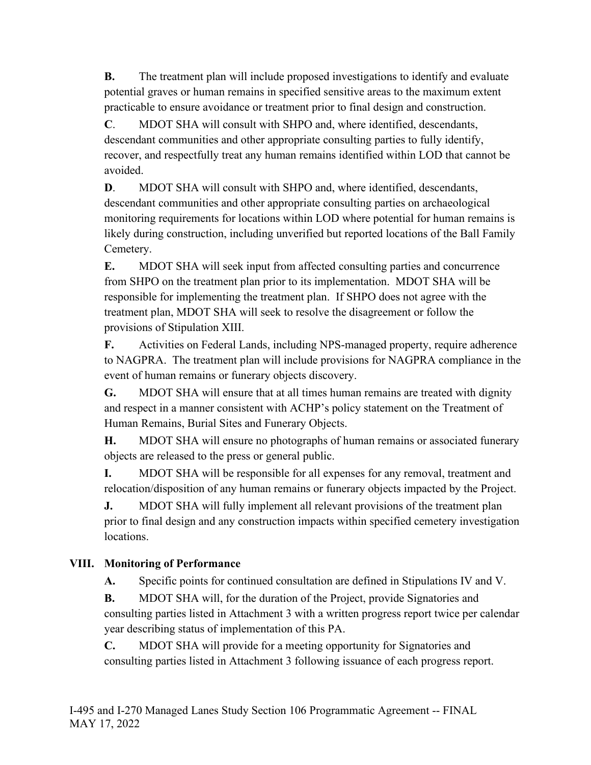**B.** The treatment plan will include proposed investigations to identify and evaluate potential graves or human remains in specified sensitive areas to the maximum extent practicable to ensure avoidance or treatment prior to final design and construction.

**C**. MDOT SHA will consult with SHPO and, where identified, descendants, descendant communities and other appropriate consulting parties to fully identify, recover, and respectfully treat any human remains identified within LOD that cannot be avoided.

**D**. MDOT SHA will consult with SHPO and, where identified, descendants, descendant communities and other appropriate consulting parties on archaeological monitoring requirements for locations within LOD where potential for human remains is likely during construction, including unverified but reported locations of the Ball Family Cemetery.

**E.** MDOT SHA will seek input from affected consulting parties and concurrence from SHPO on the treatment plan prior to its implementation. MDOT SHA will be responsible for implementing the treatment plan. If SHPO does not agree with the treatment plan, MDOT SHA will seek to resolve the disagreement or follow the provisions of Stipulation XIII.

**F.** Activities on Federal Lands, including NPS-managed property, require adherence to NAGPRA. The treatment plan will include provisions for NAGPRA compliance in the event of human remains or funerary objects discovery.

**G.** MDOT SHA will ensure that at all times human remains are treated with dignity and respect in a manner consistent with ACHP's policy statement on the Treatment of Human Remains, Burial Sites and Funerary Objects.

**H.** MDOT SHA will ensure no photographs of human remains or associated funerary objects are released to the press or general public.

**I.** MDOT SHA will be responsible for all expenses for any removal, treatment and relocation/disposition of any human remains or funerary objects impacted by the Project.

**J.** MDOT SHA will fully implement all relevant provisions of the treatment plan prior to final design and any construction impacts within specified cemetery investigation locations.

## VIII. Monitoring of Performance

**A.** Specific points for continued consultation are defined in Stipulations IV and V.

**B.** MDOT SHA will, for the duration of the Project, provide Signatories and consulting parties listed in Attachment 3 with a written progress report twice per calendar year describing status of implementation of this PA.

**C.** MDOT SHA will provide for a meeting opportunity for Signatories and consulting parties listed in Attachment 3 following issuance of each progress report.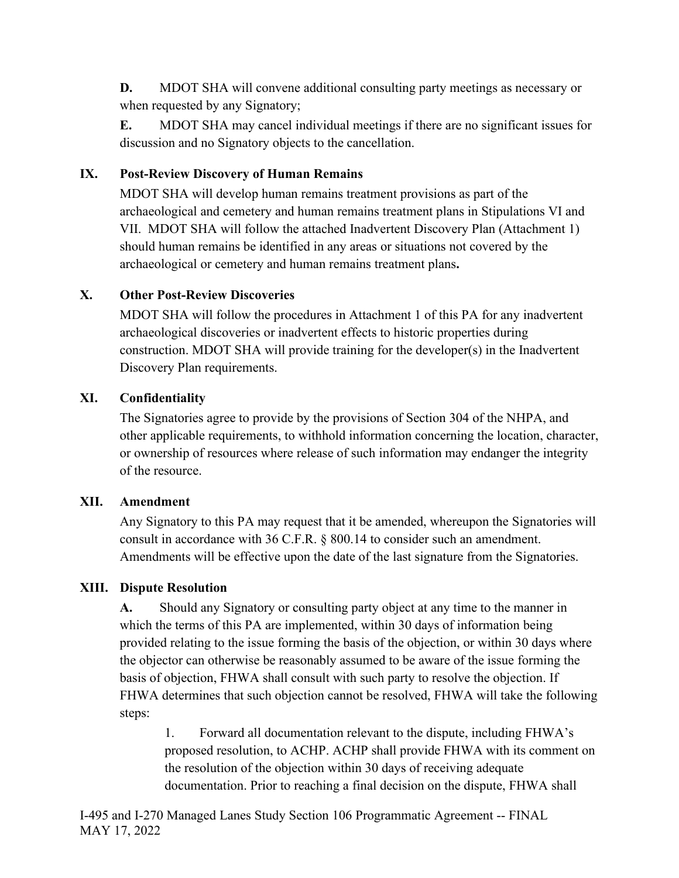**D.** MDOT SHA will convene additional consulting party meetings as necessary or when requested by any Signatory;

**E.** MDOT SHA may cancel individual meetings if there are no significant issues for discussion and no Signatory objects to the cancellation.

## IX. Post-Review Discovery of Human Remains

MDOT SHA will develop human remains treatment provisions as part of the archaeological and cemetery and human remains treatment plans in Stipulations VI and VII. MDOT SHA will follow the attached Inadvertent Discovery Plan (Attachment 1) should human remains be identified in any areas or situations not covered by the archaeological or cemetery and human remains treatment plans**.**

## X. Other Post-Review Discoveries

MDOT SHA will follow the procedures in Attachment 1 of this PA for any inadvertent archaeological discoveries or inadvertent effects to historic properties during construction. MDOT SHA will provide training for the developer(s) in the Inadvertent Discovery Plan requirements.

## XI. Confidentiality

The Signatories agree to provide by the provisions of Section 304 of the NHPA, and other applicable requirements, to withhold information concerning the location, character, or ownership of resources where release of such information may endanger the integrity of the resource.

## XII. Amendment

Any Signatory to this PA may request that it be amended, whereupon the Signatories will consult in accordance with 36 C.F.R. § 800.14 to consider such an amendment. Amendments will be effective upon the date of the last signature from the Signatories.

## XIII. Dispute Resolution

**A.** Should any Signatory or consulting party object at any time to the manner in which the terms of this PA are implemented, within 30 days of information being provided relating to the issue forming the basis of the objection, or within 30 days where the objector can otherwise be reasonably assumed to be aware of the issue forming the basis of objection, FHWA shall consult with such party to resolve the objection. If FHWA determines that such objection cannot be resolved, FHWA will take the following steps:

1. Forward all documentation relevant to the dispute, including FHWA's proposed resolution, to ACHP. ACHP shall provide FHWA with its comment on the resolution of the objection within 30 days of receiving adequate documentation. Prior to reaching a final decision on the dispute, FHWA shall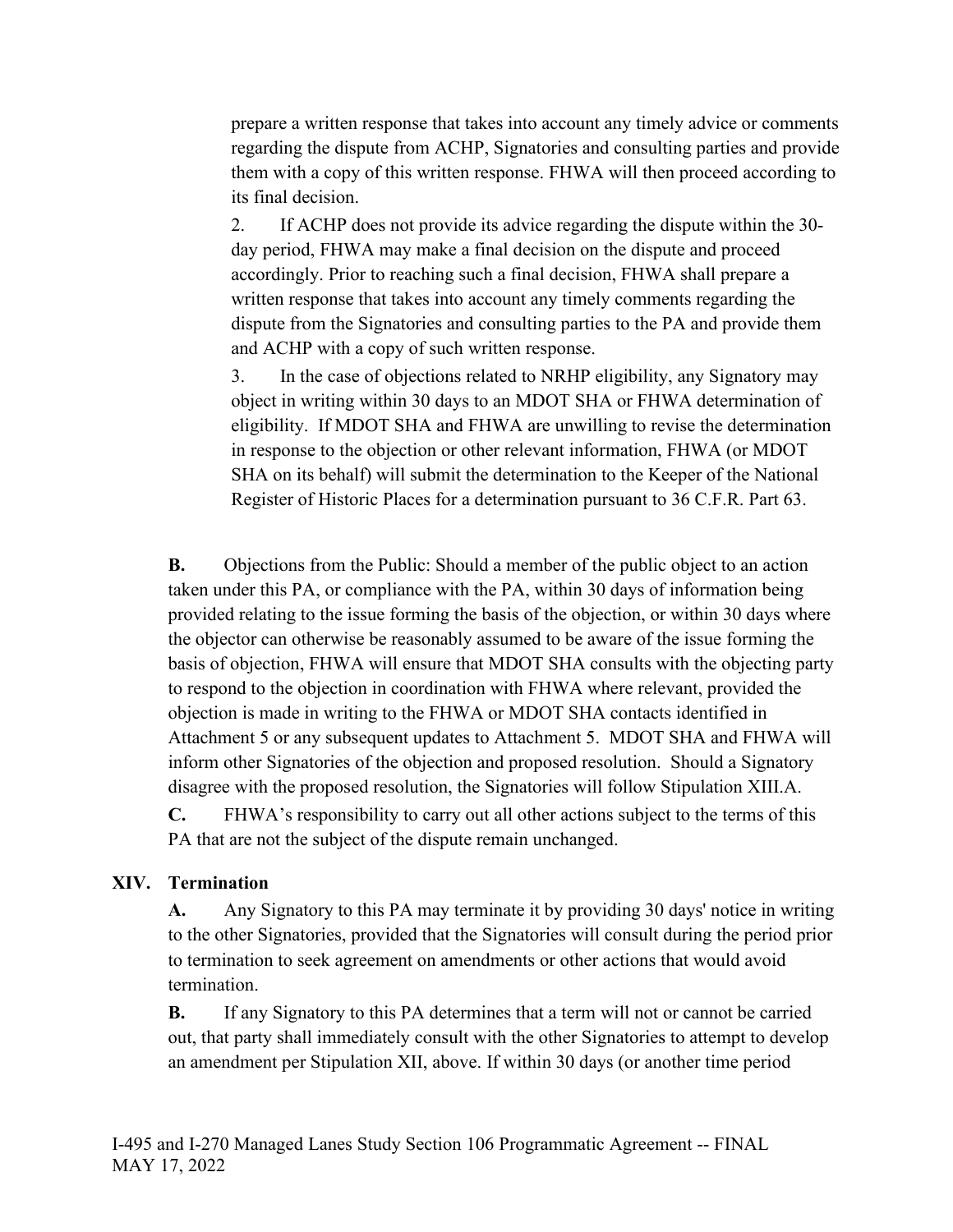prepare a written response that takes into account any timely advice or comments regarding the dispute from ACHP, Signatories and consulting parties and provide them with a copy of this written response. FHWA will then proceed according to its final decision.

2. If ACHP does not provide its advice regarding the dispute within the 30-day period, FHWA may make a final decision on the dispute and proceed accordingly. Prior to reaching such a final decision, FHWA shall prepare a written response that takes into account any timely comments regarding the dispute from the Signatories and consulting parties to the PA and provide them and ACHP with a copy of such written response.

3. In the case of objections related to NRHP eligibility, any Signatory may object in writing within 30 days to an MDOT SHA or FHWA determination of eligibility. If MDOT SHA and FHWA are unwilling to revise the determination in response to the objection or other relevant information, FHWA (or MDOT SHA on its behalf) will submit the determination to the Keeper of the National Register of Historic Places for a determination pursuant to 36 C.F.R. Part 63.

**B.** Objections from the Public: Should a member of the public object to an action taken under this PA, or compliance with the PA, within 30 days of information being provided relating to the issue forming the basis of the objection, or within 30 days where the objector can otherwise be reasonably assumed to be aware of the issue forming the basis of objection, FHWA will ensure that MDOT SHA consults with the objecting party to respond to the objection in coordination with FHWA where relevant, provided the objection is made in writing to the FHWA or MDOT SHA contacts identified in Attachment 5 or any subsequent updates to Attachment 5. MDOT SHA and FHWA will inform other Signatories of the objection and proposed resolution. Should a Signatory disagree with the proposed resolution, the Signatories will follow Stipulation XIII.A.

**C.** FHWA's responsibility to carry out all other actions subject to the terms of this PA that are not the subject of the dispute remain unchanged.

## XIV. Termination

**A.** Any Signatory to this PA may terminate it by providing 30 days' notice in writing to the other Signatories, provided that the Signatories will consult during the period prior to termination to seek agreement on amendments or other actions that would avoid termination.

**B.** If any Signatory to this PA determines that a term will not or cannot be carried out, that party shall immediately consult with the other Signatories to attempt to develop an amendment per Stipulation XII, above. If within 30 days (or another time period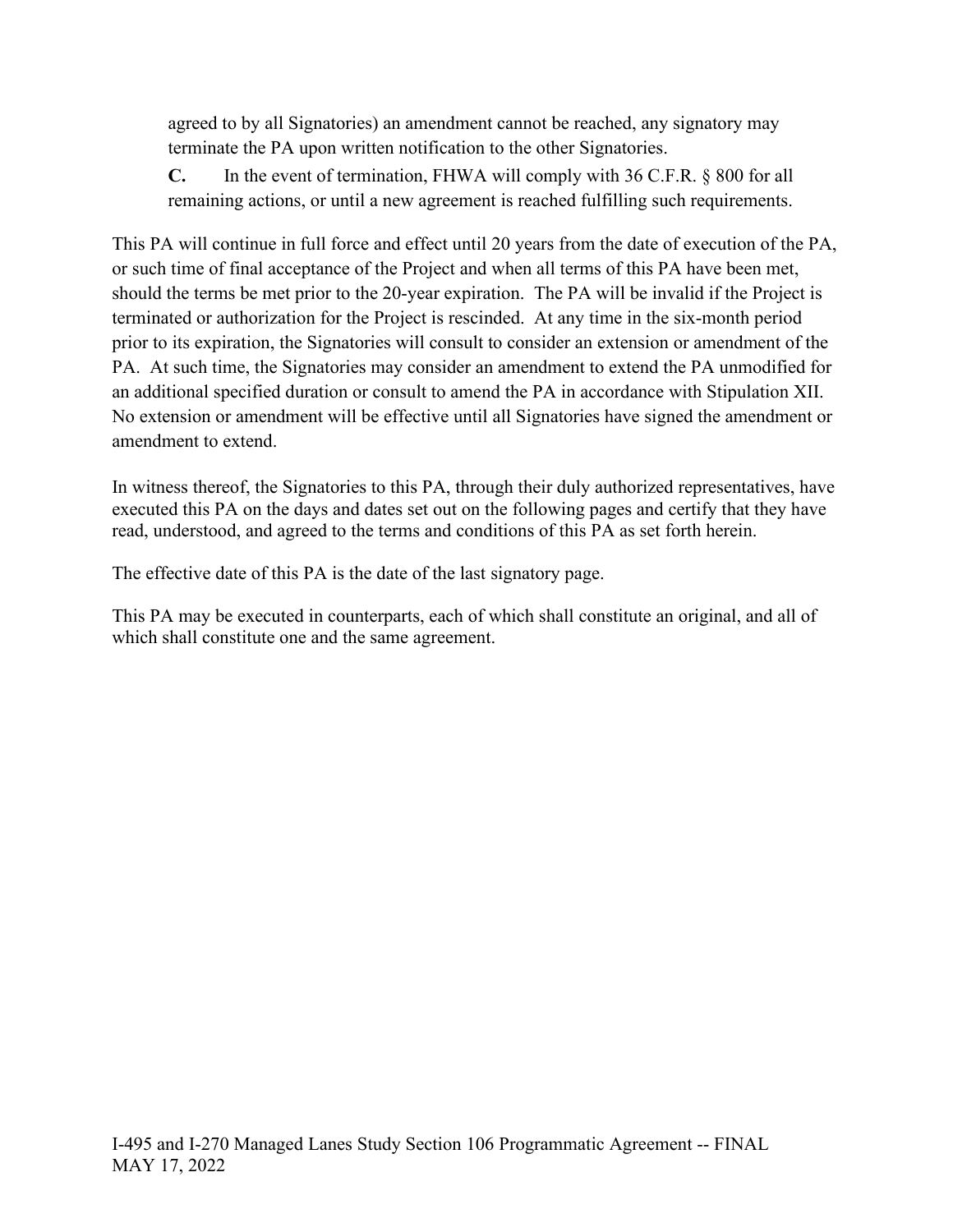agreed to by all Signatories) an amendment cannot be reached, any signatory may terminate the PA upon written notification to the other Signatories.

**C.** In the event of termination, FHWA will comply with 36 C.F.R. § 800 for all remaining actions, or until a new agreement is reached fulfilling such requirements.

This PA will continue in full force and effect until 20 years from the date of execution of the PA, or such time of final acceptance of the Project and when all terms of this PA have been met, should the terms be met prior to the 20-year expiration. The PA will be invalid if the Project is terminated or authorization for the Project is rescinded. At any time in the six-month period prior to its expiration, the Signatories will consult to consider an extension or amendment of the PA. At such time, the Signatories may consider an amendment to extend the PA unmodified for an additional specified duration or consult to amend the PA in accordance with Stipulation XII. No extension or amendment will be effective until all Signatories have signed the amendment or amendment to extend.

In witness thereof, the Signatories to this PA, through their duly authorized representatives, have executed this PA on the days and dates set out on the following pages and certify that they have read, understood, and agreed to the terms and conditions of this PA as set forth herein.

The effective date of this PA is the date of the last signatory page.

This PA may be executed in counterparts, each of which shall constitute an original, and all of which shall constitute one and the same agreement.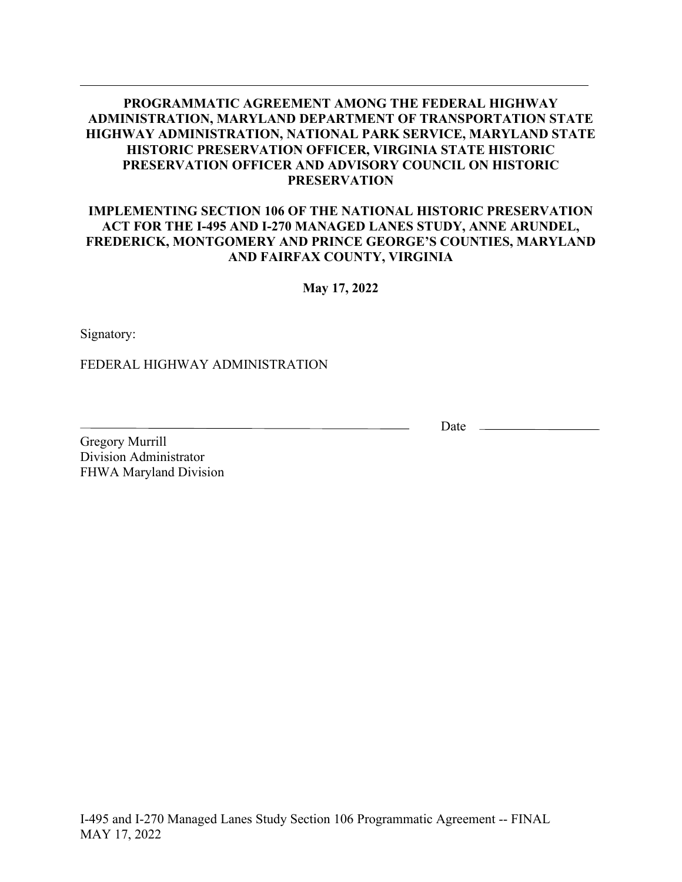**PROGRAMMATIC AGREEMENT AMONG THE FEDERAL HIGHWAY ADMINISTRATION, MARYLAND DEPARTMENT OF TRANSPORTATION STATE HIGHWAY ADMINISTRATION, NATIONAL PARK SERVICE, MARYLAND STATE HISTORIC PRESERVATION OFFICER, VIRGINIA STATE HISTORIC PRESERVATION OFFICER AND ADVISORY COUNCIL ON HISTORIC PRESERVATION**

**IMPLEMENTING SECTION 106 OF THE NATIONAL HISTORIC PRESERVATION ACT FOR THE I-495 AND I-270 MANAGED LANES STUDY, ANNE ARUNDEL, FREDERICK, MONTGOMERY AND PRINCE GEORGE'S COUNTIES, MARYLAND AND FAIRFAX COUNTY, VIRGINIA**

**May 17, 2022**

Signatory:

FEDERAL HIGHWAY ADMINISTRATION

\_\_\_\_\_\_\_\_\_\_\_\_\_\_\_\_\_\_\_\_\_\_\_\_\_\_\_\_\_\_\_\_\_\_\_\_\_\_\_\_ Date \_\_\_\_\_\_\_\_\_\_\_\_\_\_\_\_\_\_

Gregory Murrill
Division Administrator
FHWA Maryland Division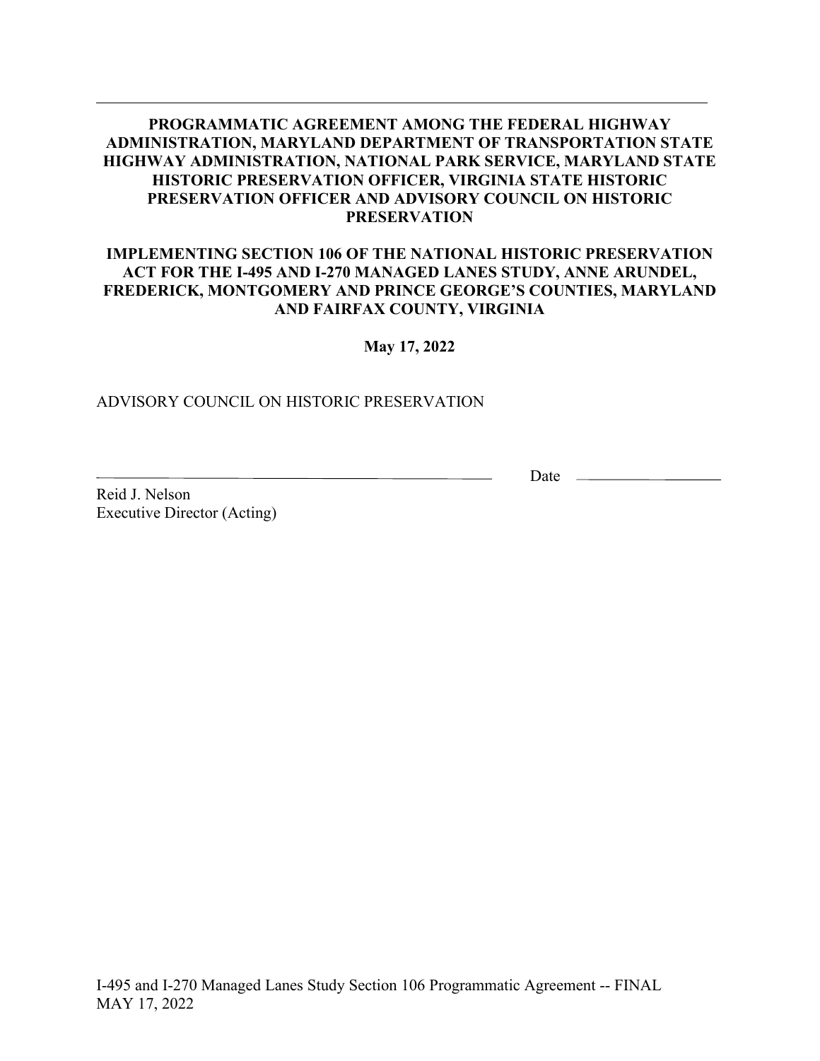**PROGRAMMATIC AGREEMENT AMONG THE FEDERAL HIGHWAY ADMINISTRATION, MARYLAND DEPARTMENT OF TRANSPORTATION STATE HIGHWAY ADMINISTRATION, NATIONAL PARK SERVICE, MARYLAND STATE HISTORIC PRESERVATION OFFICER, VIRGINIA STATE HISTORIC PRESERVATION OFFICER AND ADVISORY COUNCIL ON HISTORIC PRESERVATION**

**IMPLEMENTING SECTION 106 OF THE NATIONAL HISTORIC PRESERVATION ACT FOR THE I-495 AND I-270 MANAGED LANES STUDY, ANNE ARUNDEL, FREDERICK, MONTGOMERY AND PRINCE GEORGE'S COUNTIES, MARYLAND AND FAIRFAX COUNTY, VIRGINIA**

**May 17, 2022**

ADVISORY COUNCIL ON HISTORIC PRESERVATION

\_\_\_\_\_\_\_\_\_\_\_\_\_\_\_\_\_\_\_\_\_\_\_\_\_\_\_\_\_\_\_\_\_\_\_\_\_\_\_\_ Date \_\_\_\_\_\_\_\_\_\_\_\_\_\_\_\_

Reid J. Nelson
Executive Director (Acting)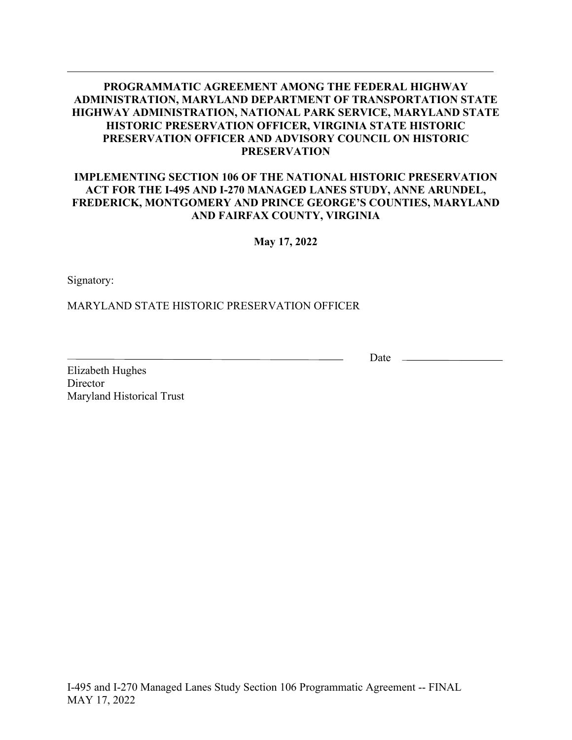**PROGRAMMATIC AGREEMENT AMONG THE FEDERAL HIGHWAY ADMINISTRATION, MARYLAND DEPARTMENT OF TRANSPORTATION STATE HIGHWAY ADMINISTRATION, NATIONAL PARK SERVICE, MARYLAND STATE HISTORIC PRESERVATION OFFICER, VIRGINIA STATE HISTORIC PRESERVATION OFFICER AND ADVISORY COUNCIL ON HISTORIC PRESERVATION**

**IMPLEMENTING SECTION 106 OF THE NATIONAL HISTORIC PRESERVATION ACT FOR THE I-495 AND I-270 MANAGED LANES STUDY, ANNE ARUNDEL, FREDERICK, MONTGOMERY AND PRINCE GEORGE'S COUNTIES, MARYLAND AND FAIRFAX COUNTY, VIRGINIA**

**May 17, 2022**

Signatory:

MARYLAND STATE HISTORIC PRESERVATION OFFICER

\_\_\_\_\_\_\_\_\_\_\_\_\_\_\_\_\_\_\_\_\_\_\_\_\_\_\_\_\_\_\_\_\_\_\_\_ Date \_\_\_\_\_\_\_\_\_\_\_\_\_\_\_\_

Elizabeth Hughes
Director
Maryland Historical Trust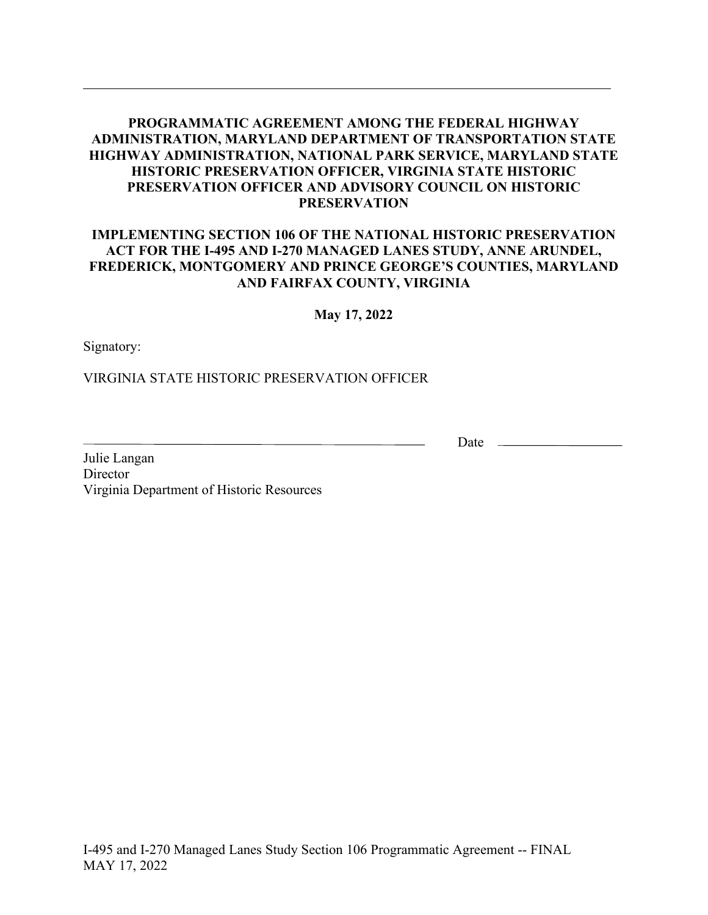---

**PROGRAMMATIC AGREEMENT AMONG THE FEDERAL HIGHWAY ADMINISTRATION, MARYLAND DEPARTMENT OF TRANSPORTATION STATE HIGHWAY ADMINISTRATION, NATIONAL PARK SERVICE, MARYLAND STATE HISTORIC PRESERVATION OFFICER, VIRGINIA STATE HISTORIC PRESERVATION OFFICER AND ADVISORY COUNCIL ON HISTORIC PRESERVATION**

**IMPLEMENTING SECTION 106 OF THE NATIONAL HISTORIC PRESERVATION ACT FOR THE I-495 AND I-270 MANAGED LANES STUDY, ANNE ARUNDEL, FREDERICK, MONTGOMERY AND PRINCE GEORGE'S COUNTIES, MARYLAND AND FAIRFAX COUNTY, VIRGINIA**

**May 17, 2022**

Signatory:

VIRGINIA STATE HISTORIC PRESERVATION OFFICER

\_\_\_\_\_\_\_\_\_\_\_\_\_\_\_\_\_\_\_\_\_\_\_\_\_\_\_\_\_\_\_\_\_\_\_\_\_\_ Date \_\_\_\_\_\_\_\_\_\_\_\_\_\_\_\_\_\_

Julie Langan
Director
Virginia Department of Historic Resources

I-495 and I-270 Managed Lanes Study Section 106 Programmatic Agreement -- FINAL
MAY 17, 2022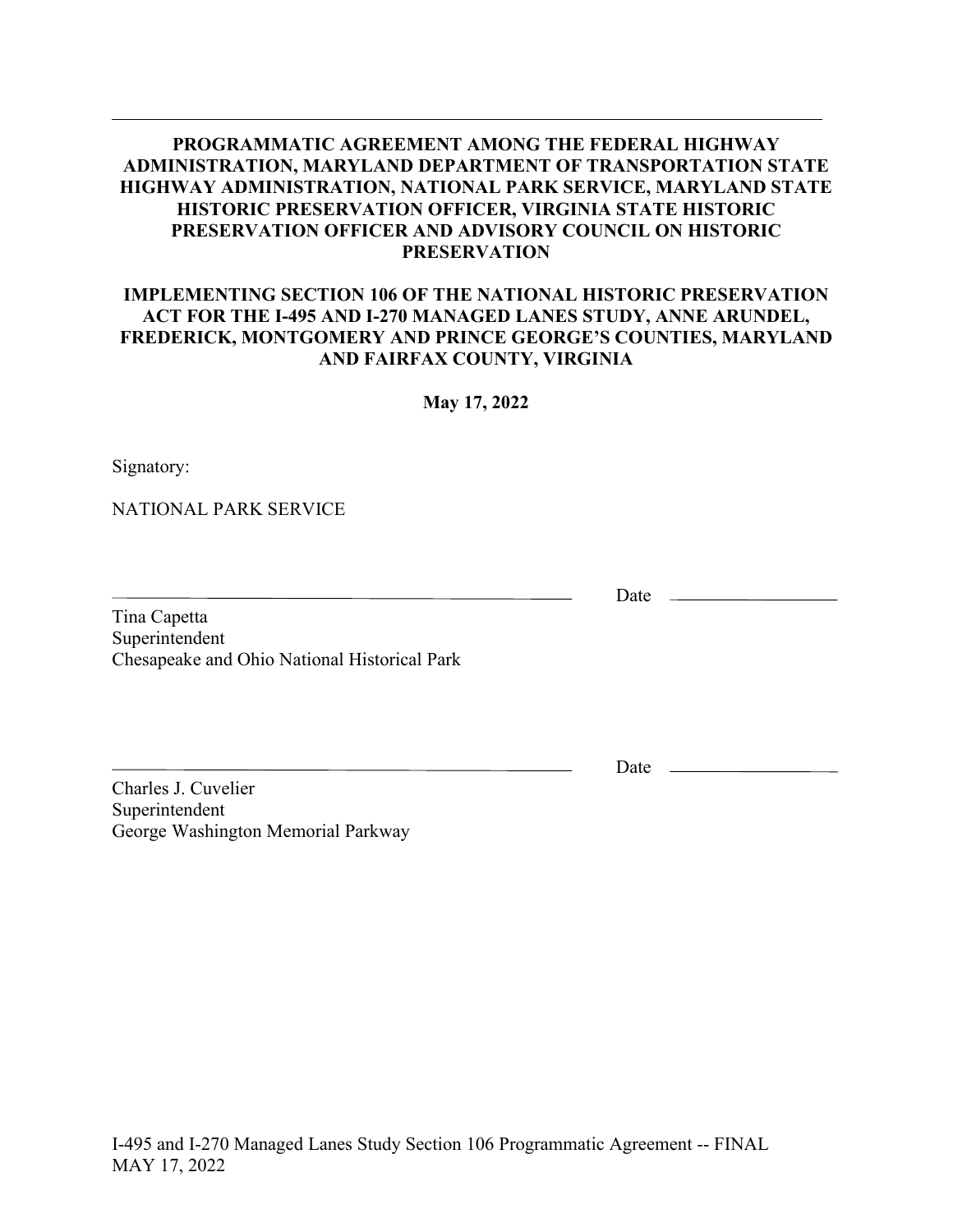**PROGRAMMATIC AGREEMENT AMONG THE FEDERAL HIGHWAY ADMINISTRATION, MARYLAND DEPARTMENT OF TRANSPORTATION STATE HIGHWAY ADMINISTRATION, NATIONAL PARK SERVICE, MARYLAND STATE HISTORIC PRESERVATION OFFICER, VIRGINIA STATE HISTORIC PRESERVATION OFFICER AND ADVISORY COUNCIL ON HISTORIC PRESERVATION**

**IMPLEMENTING SECTION 106 OF THE NATIONAL HISTORIC PRESERVATION ACT FOR THE I-495 AND I-270 MANAGED LANES STUDY, ANNE ARUNDEL, FREDERICK, MONTGOMERY AND PRINCE GEORGE'S COUNTIES, MARYLAND AND FAIRFAX COUNTY, VIRGINIA**

**May 17, 2022**

Signatory:

NATIONAL PARK SERVICE

\_\_\_\_\_\_\_\_\_\_\_\_\_\_\_\_\_\_\_\_\_\_\_\_\_\_\_\_\_\_\_\_\_\_\_\_\_\_\_\_ Date \_\_\_\_\_\_\_\_\_\_\_\_\_\_\_\_

Tina Capetta
Superintendent
Chesapeake and Ohio National Historical Park

\_\_\_\_\_\_\_\_\_\_\_\_\_\_\_\_\_\_\_\_\_\_\_\_\_\_\_\_\_\_\_\_\_\_\_\_\_\_\_\_ Date \_\_\_\_\_\_\_\_\_\_\_\_\_\_\_\_

Charles J. Cuvelier
Superintendent
George Washington Memorial Parkway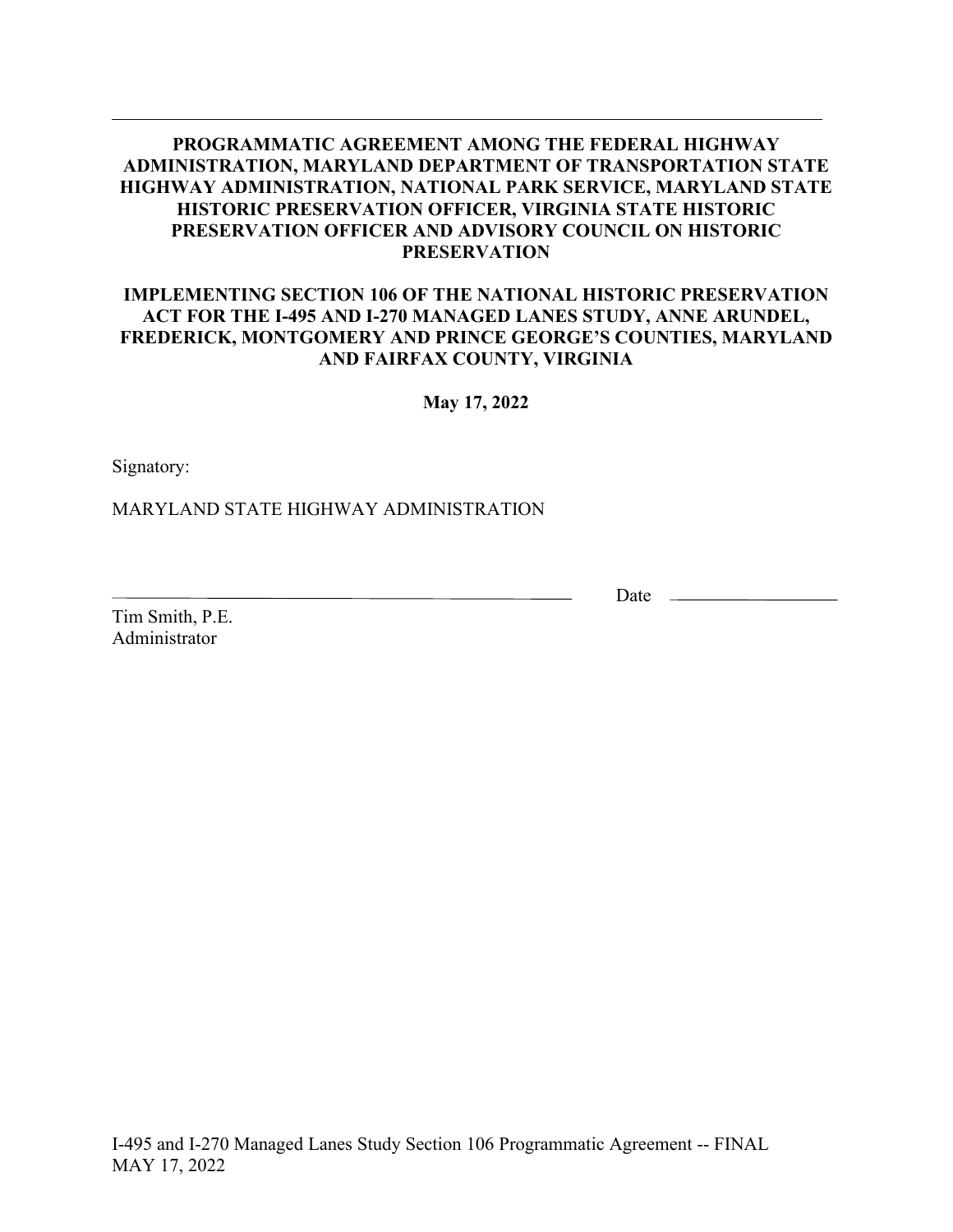---

**PROGRAMMATIC AGREEMENT AMONG THE FEDERAL HIGHWAY ADMINISTRATION, MARYLAND DEPARTMENT OF TRANSPORTATION STATE HIGHWAY ADMINISTRATION, NATIONAL PARK SERVICE, MARYLAND STATE HISTORIC PRESERVATION OFFICER, VIRGINIA STATE HISTORIC PRESERVATION OFFICER AND ADVISORY COUNCIL ON HISTORIC PRESERVATION**

**IMPLEMENTING SECTION 106 OF THE NATIONAL HISTORIC PRESERVATION ACT FOR THE I-495 AND I-270 MANAGED LANES STUDY, ANNE ARUNDEL, FREDERICK, MONTGOMERY AND PRINCE GEORGE'S COUNTIES, MARYLAND AND FAIRFAX COUNTY, VIRGINIA**

**May 17, 2022**

Signatory:

MARYLAND STATE HIGHWAY ADMINISTRATION

\_\_\_\_\_\_\_\_\_\_\_\_\_\_\_\_\_\_\_\_\_\_\_\_\_\_\_\_\_\_\_\_\_\_\_\_ Date \_\_\_\_\_\_\_\_\_\_\_\_\_\_\_\_\_\_\_\_

Tim Smith, P.E.
Administrator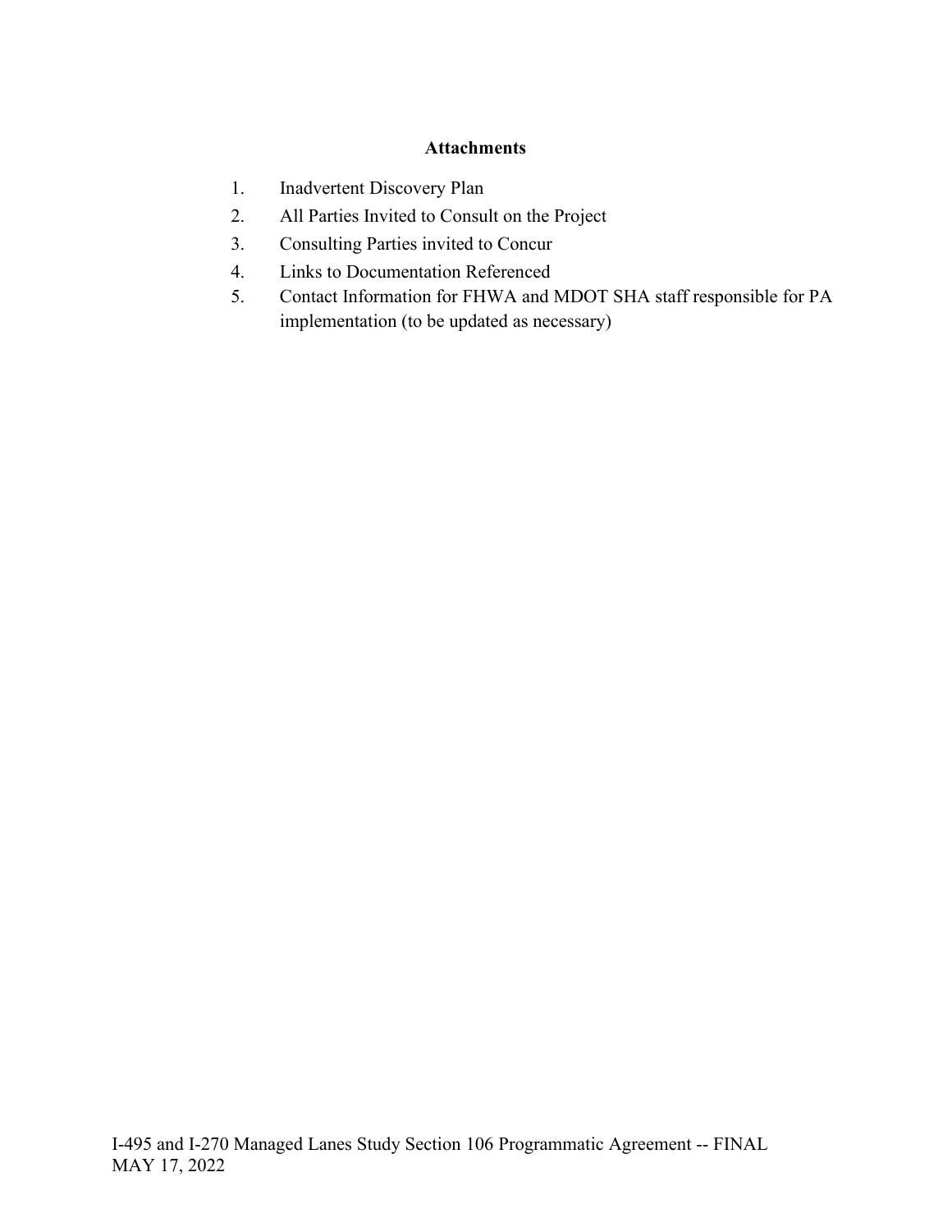## Attachments

1. Inadvertent Discovery Plan
2. All Parties Invited to Consult on the Project
3. Consulting Parties invited to Concur
4. Links to Documentation Referenced
5. Contact Information for FHWA and MDOT SHA staff responsible for PA implementation (to be updated as necessary)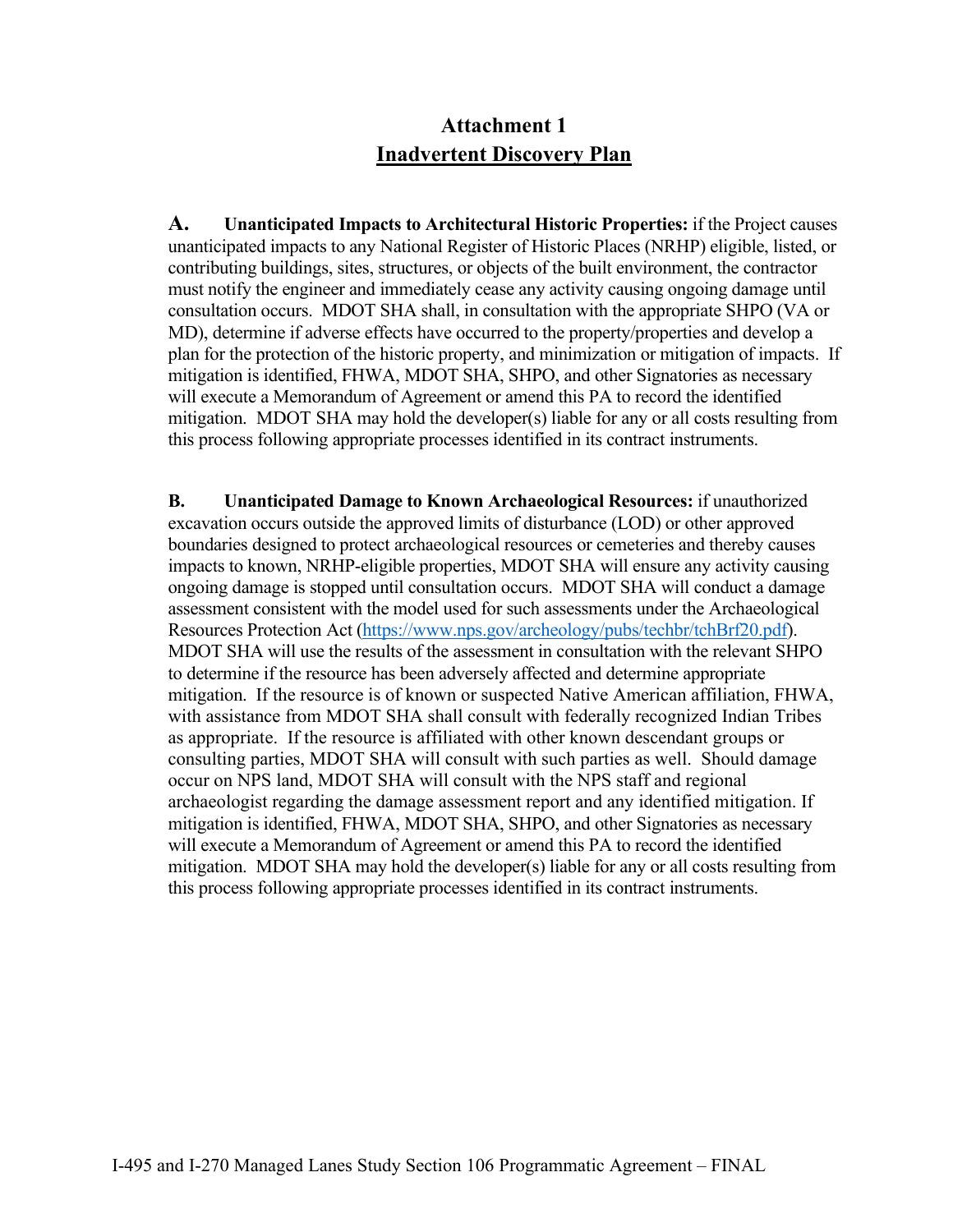# Attachment 1
## Inadvertent Discovery Plan

**A. Unanticipated Impacts to Architectural Historic Properties:** if the Project causes unanticipated impacts to any National Register of Historic Places (NRHP) eligible, listed, or contributing buildings, sites, structures, or objects of the built environment, the contractor must notify the engineer and immediately cease any activity causing ongoing damage until consultation occurs. MDOT SHA shall, in consultation with the appropriate SHPO (VA or MD), determine if adverse effects have occurred to the property/properties and develop a plan for the protection of the historic property, and minimization or mitigation of impacts. If mitigation is identified, FHWA, MDOT SHA, SHPO, and other Signatories as necessary will execute a Memorandum of Agreement or amend this PA to record the identified mitigation. MDOT SHA may hold the developer(s) liable for any or all costs resulting from this process following appropriate processes identified in its contract instruments.

**B. Unanticipated Damage to Known Archaeological Resources:** if unauthorized excavation occurs outside the approved limits of disturbance (LOD) or other approved boundaries designed to protect archaeological resources or cemeteries and thereby causes impacts to known, NRHP-eligible properties, MDOT SHA will ensure any activity causing ongoing damage is stopped until consultation occurs. MDOT SHA will conduct a damage assessment consistent with the model used for such assessments under the Archaeological Resources Protection Act (https://www.nps.gov/archeology/pubs/techbr/tchBrf20.pdf). MDOT SHA will use the results of the assessment in consultation with the relevant SHPO to determine if the resource has been adversely affected and determine appropriate mitigation. If the resource is of known or suspected Native American affiliation, FHWA, with assistance from MDOT SHA shall consult with federally recognized Indian Tribes as appropriate. If the resource is affiliated with other known descendant groups or consulting parties, MDOT SHA will consult with such parties as well. Should damage occur on NPS land, MDOT SHA will consult with the NPS staff and regional archaeologist regarding the damage assessment report and any identified mitigation. If mitigation is identified, FHWA, MDOT SHA, SHPO, and other Signatories as necessary will execute a Memorandum of Agreement or amend this PA to record the identified mitigation. MDOT SHA may hold the developer(s) liable for any or all costs resulting from this process following appropriate processes identified in its contract instruments.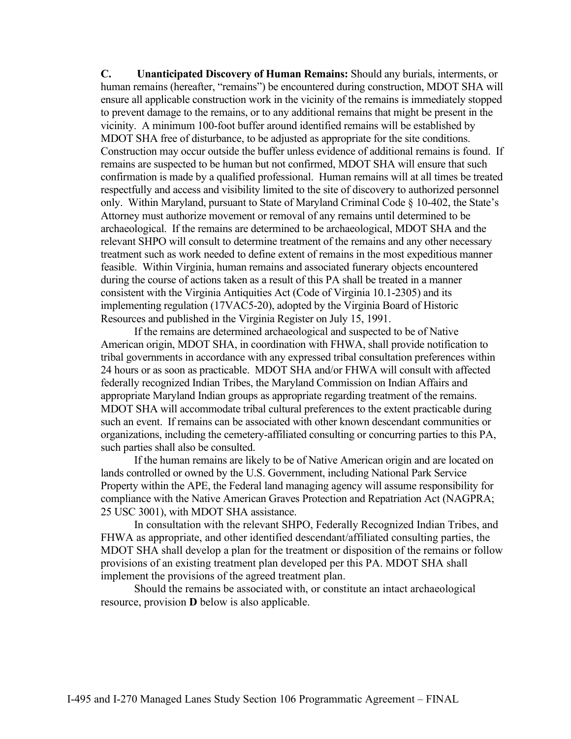**C. Unanticipated Discovery of Human Remains:** Should any burials, interments, or human remains (hereafter, "remains") be encountered during construction, MDOT SHA will ensure all applicable construction work in the vicinity of the remains is immediately stopped to prevent damage to the remains, or to any additional remains that might be present in the vicinity. A minimum 100-foot buffer around identified remains will be established by MDOT SHA free of disturbance, to be adjusted as appropriate for the site conditions. Construction may occur outside the buffer unless evidence of additional remains is found. If remains are suspected to be human but not confirmed, MDOT SHA will ensure that such confirmation is made by a qualified professional. Human remains will at all times be treated respectfully and access and visibility limited to the site of discovery to authorized personnel only. Within Maryland, pursuant to State of Maryland Criminal Code § 10-402, the State's Attorney must authorize movement or removal of any remains until determined to be archaeological. If the remains are determined to be archaeological, MDOT SHA and the relevant SHPO will consult to determine treatment of the remains and any other necessary treatment such as work needed to define extent of remains in the most expeditious manner feasible. Within Virginia, human remains and associated funerary objects encountered during the course of actions taken as a result of this PA shall be treated in a manner consistent with the Virginia Antiquities Act (Code of Virginia 10.1-2305) and its implementing regulation (17VAC5-20), adopted by the Virginia Board of Historic Resources and published in the Virginia Register on July 15, 1991.

If the remains are determined archaeological and suspected to be of Native American origin, MDOT SHA, in coordination with FHWA, shall provide notification to tribal governments in accordance with any expressed tribal consultation preferences within 24 hours or as soon as practicable. MDOT SHA and/or FHWA will consult with affected federally recognized Indian Tribes, the Maryland Commission on Indian Affairs and appropriate Maryland Indian groups as appropriate regarding treatment of the remains. MDOT SHA will accommodate tribal cultural preferences to the extent practicable during such an event. If remains can be associated with other known descendant communities or organizations, including the cemetery-affiliated consulting or concurring parties to this PA, such parties shall also be consulted.

If the human remains are likely to be of Native American origin and are located on lands controlled or owned by the U.S. Government, including National Park Service Property within the APE, the Federal land managing agency will assume responsibility for compliance with the Native American Graves Protection and Repatriation Act (NAGPRA; 25 USC 3001), with MDOT SHA assistance.

In consultation with the relevant SHPO, Federally Recognized Indian Tribes, and FHWA as appropriate, and other identified descendant/affiliated consulting parties, the MDOT SHA shall develop a plan for the treatment or disposition of the remains or follow provisions of an existing treatment plan developed per this PA. MDOT SHA shall implement the provisions of the agreed treatment plan.

Should the remains be associated with, or constitute an intact archaeological resource, provision **D** below is also applicable.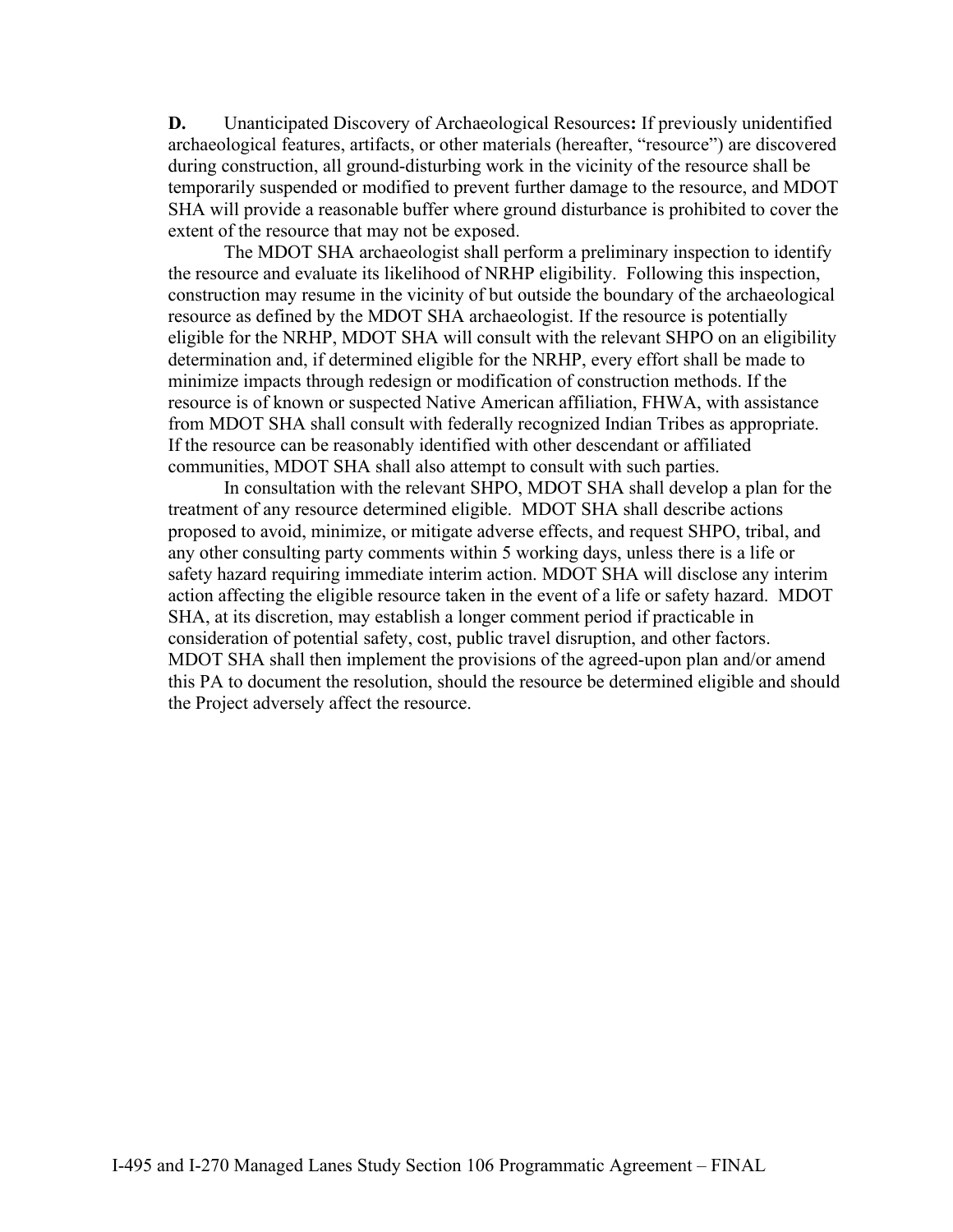**D.** Unanticipated Discovery of Archaeological Resources**:** If previously unidentified archaeological features, artifacts, or other materials (hereafter, "resource") are discovered during construction, all ground-disturbing work in the vicinity of the resource shall be temporarily suspended or modified to prevent further damage to the resource, and MDOT SHA will provide a reasonable buffer where ground disturbance is prohibited to cover the extent of the resource that may not be exposed.

The MDOT SHA archaeologist shall perform a preliminary inspection to identify the resource and evaluate its likelihood of NRHP eligibility. Following this inspection, construction may resume in the vicinity of but outside the boundary of the archaeological resource as defined by the MDOT SHA archaeologist. If the resource is potentially eligible for the NRHP, MDOT SHA will consult with the relevant SHPO on an eligibility determination and, if determined eligible for the NRHP, every effort shall be made to minimize impacts through redesign or modification of construction methods. If the resource is of known or suspected Native American affiliation, FHWA, with assistance from MDOT SHA shall consult with federally recognized Indian Tribes as appropriate. If the resource can be reasonably identified with other descendant or affiliated communities, MDOT SHA shall also attempt to consult with such parties.

In consultation with the relevant SHPO, MDOT SHA shall develop a plan for the treatment of any resource determined eligible. MDOT SHA shall describe actions proposed to avoid, minimize, or mitigate adverse effects, and request SHPO, tribal, and any other consulting party comments within 5 working days, unless there is a life or safety hazard requiring immediate interim action. MDOT SHA will disclose any interim action affecting the eligible resource taken in the event of a life or safety hazard. MDOT SHA, at its discretion, may establish a longer comment period if practicable in consideration of potential safety, cost, public travel disruption, and other factors. MDOT SHA shall then implement the provisions of the agreed-upon plan and/or amend this PA to document the resolution, should the resource be determined eligible and should the Project adversely affect the resource.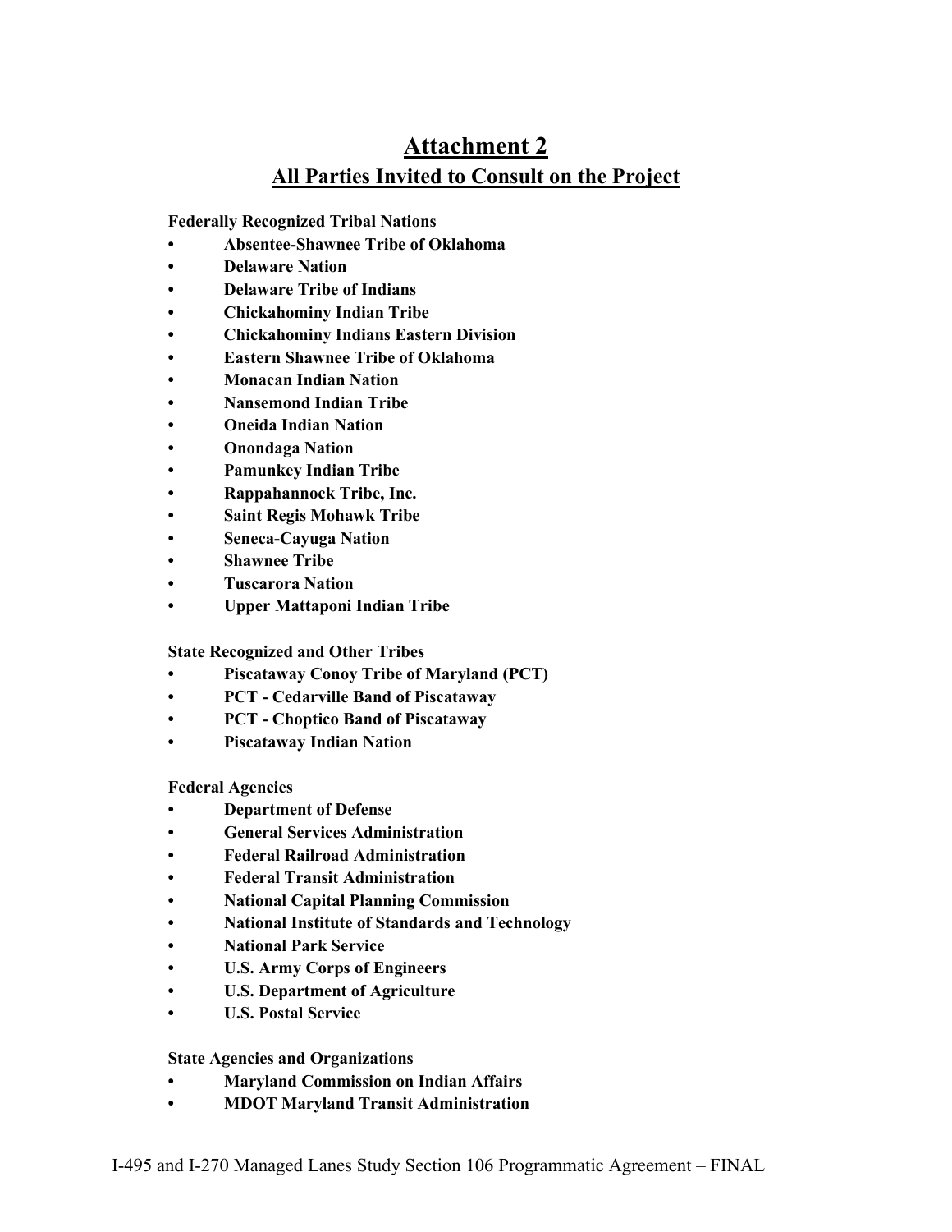# Attachment 2

## All Parties Invited to Consult on the Project

**Federally Recognized Tribal Nations**

- **Absentee-Shawnee Tribe of Oklahoma**
- **Delaware Nation**
- **Delaware Tribe of Indians**
- **Chickahominy Indian Tribe**
- **Chickahominy Indians Eastern Division**
- **Eastern Shawnee Tribe of Oklahoma**
- **Monacan Indian Nation**
- **Nansemond Indian Tribe**
- **Oneida Indian Nation**
- **Onondaga Nation**
- **Pamunkey Indian Tribe**
- **Rappahannock Tribe, Inc.**
- **Saint Regis Mohawk Tribe**
- **Seneca-Cayuga Nation**
- **Shawnee Tribe**
- **Tuscarora Nation**
- **Upper Mattaponi Indian Tribe**

**State Recognized and Other Tribes**

- **Piscataway Conoy Tribe of Maryland (PCT)**
- **PCT - Cedarville Band of Piscataway**
- **PCT - Choptico Band of Piscataway**
- **Piscataway Indian Nation**

**Federal Agencies**

- **Department of Defense**
- **General Services Administration**
- **Federal Railroad Administration**
- **Federal Transit Administration**
- **National Capital Planning Commission**
- **National Institute of Standards and Technology**
- **National Park Service**
- **U.S. Army Corps of Engineers**
- **U.S. Department of Agriculture**
- **U.S. Postal Service**

**State Agencies and Organizations**

- **Maryland Commission on Indian Affairs**
- **MDOT Maryland Transit Administration**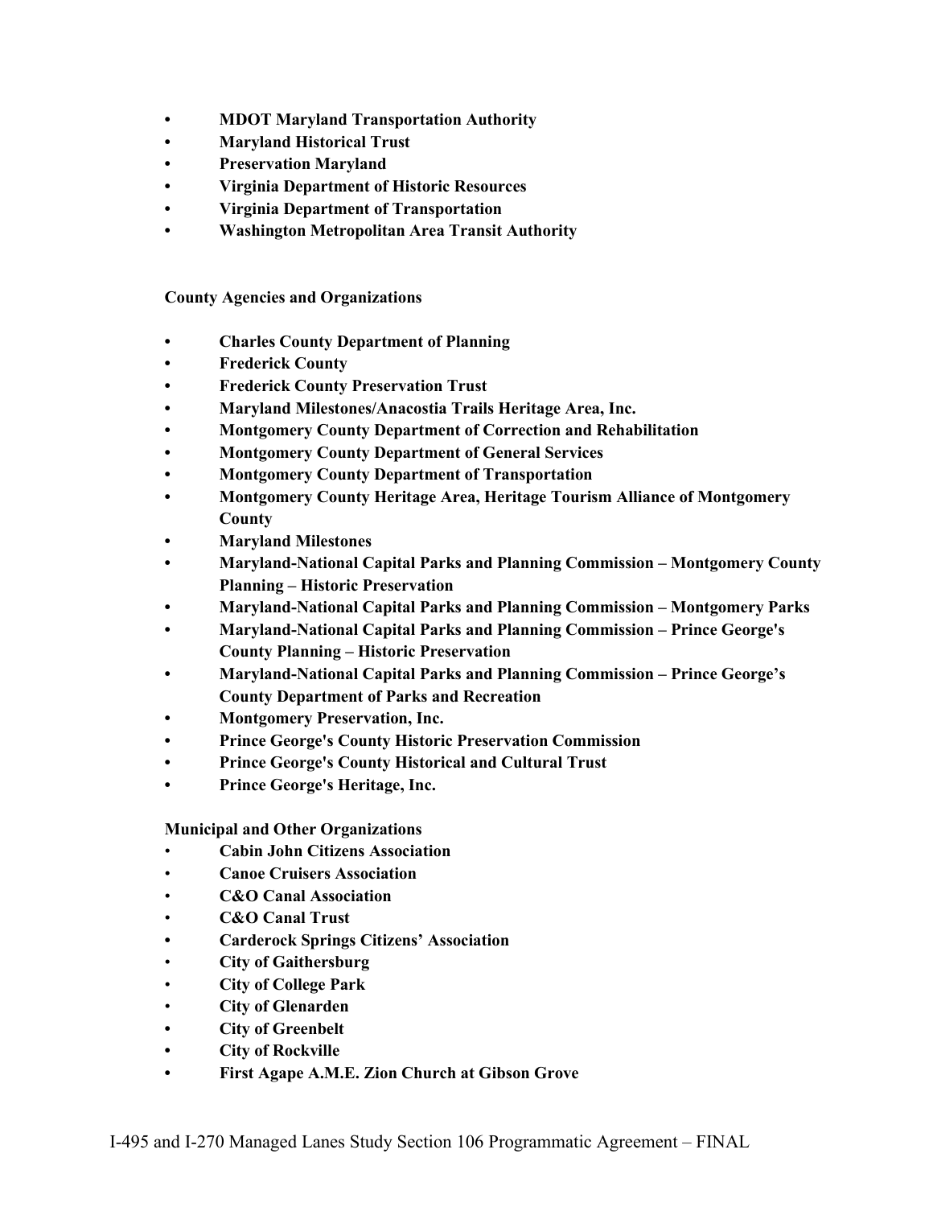- **MDOT Maryland Transportation Authority**
- **Maryland Historical Trust**
- **Preservation Maryland**
- **Virginia Department of Historic Resources**
- **Virginia Department of Transportation**
- **Washington Metropolitan Area Transit Authority**

**County Agencies and Organizations**

- **Charles County Department of Planning**
- **Frederick County**
- **Frederick County Preservation Trust**
- **Maryland Milestones/Anacostia Trails Heritage Area, Inc.**
- **Montgomery County Department of Correction and Rehabilitation**
- **Montgomery County Department of General Services**
- **Montgomery County Department of Transportation**
- **Montgomery County Heritage Area, Heritage Tourism Alliance of Montgomery County**
- **Maryland Milestones**
- **Maryland-National Capital Parks and Planning Commission – Montgomery County Planning – Historic Preservation**
- **Maryland-National Capital Parks and Planning Commission – Montgomery Parks**
- **Maryland-National Capital Parks and Planning Commission – Prince George's County Planning – Historic Preservation**
- **Maryland-National Capital Parks and Planning Commission – Prince George's County Department of Parks and Recreation**
- **Montgomery Preservation, Inc.**
- **Prince George's County Historic Preservation Commission**
- **Prince George's County Historical and Cultural Trust**
- **Prince George's Heritage, Inc.**

**Municipal and Other Organizations**

- **Cabin John Citizens Association**
- **Canoe Cruisers Association**
- **C&O Canal Association**
- **C&O Canal Trust**
- **Carderock Springs Citizens' Association**
- **City of Gaithersburg**
- **City of College Park**
- **City of Glenarden**
- **City of Greenbelt**
- **City of Rockville**
- **First Agape A.M.E. Zion Church at Gibson Grove**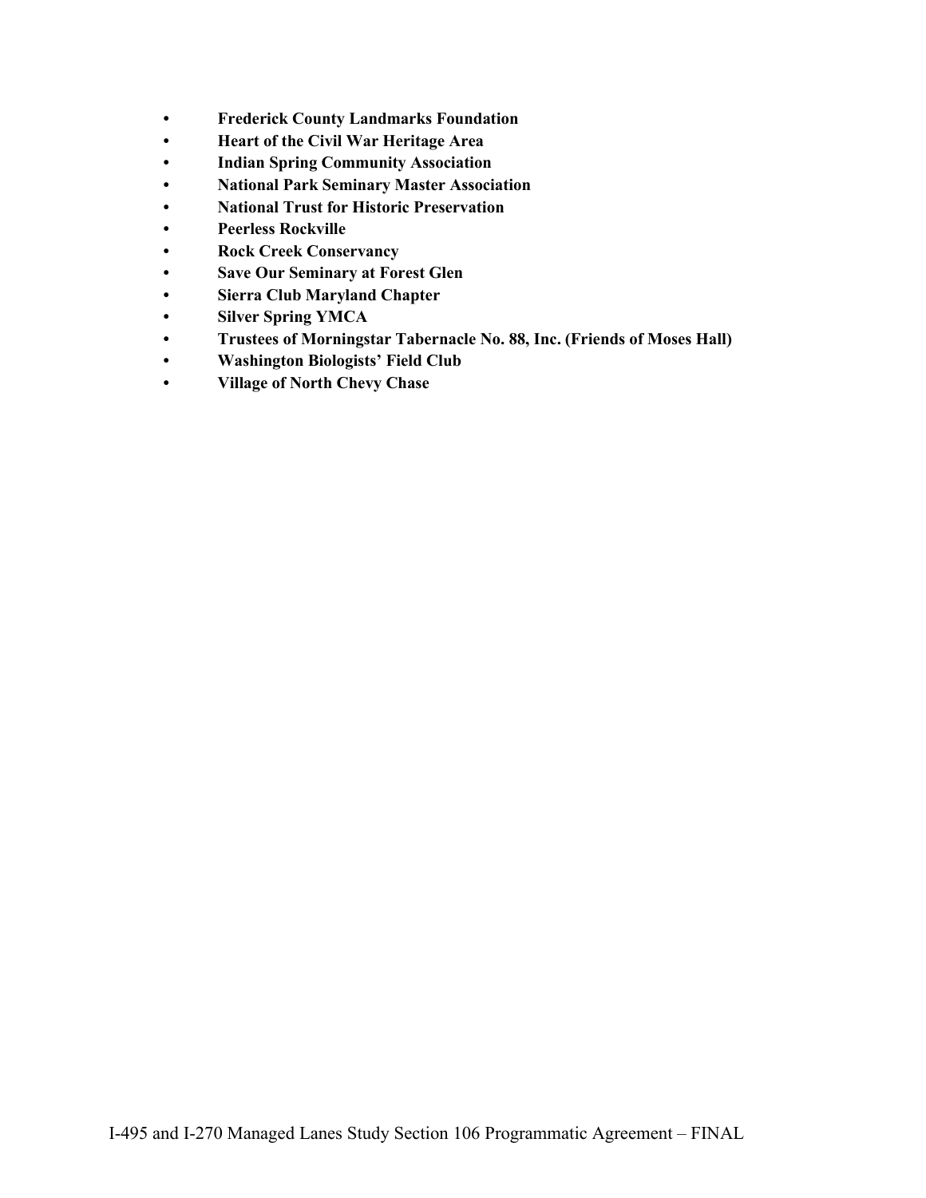- **Frederick County Landmarks Foundation**
- **Heart of the Civil War Heritage Area**
- **Indian Spring Community Association**
- **National Park Seminary Master Association**
- **National Trust for Historic Preservation**
- **Peerless Rockville**
- **Rock Creek Conservancy**
- **Save Our Seminary at Forest Glen**
- **Sierra Club Maryland Chapter**
- **Silver Spring YMCA**
- **Trustees of Morningstar Tabernacle No. 88, Inc. (Friends of Moses Hall)**
- **Washington Biologists' Field Club**
- **Village of North Chevy Chase**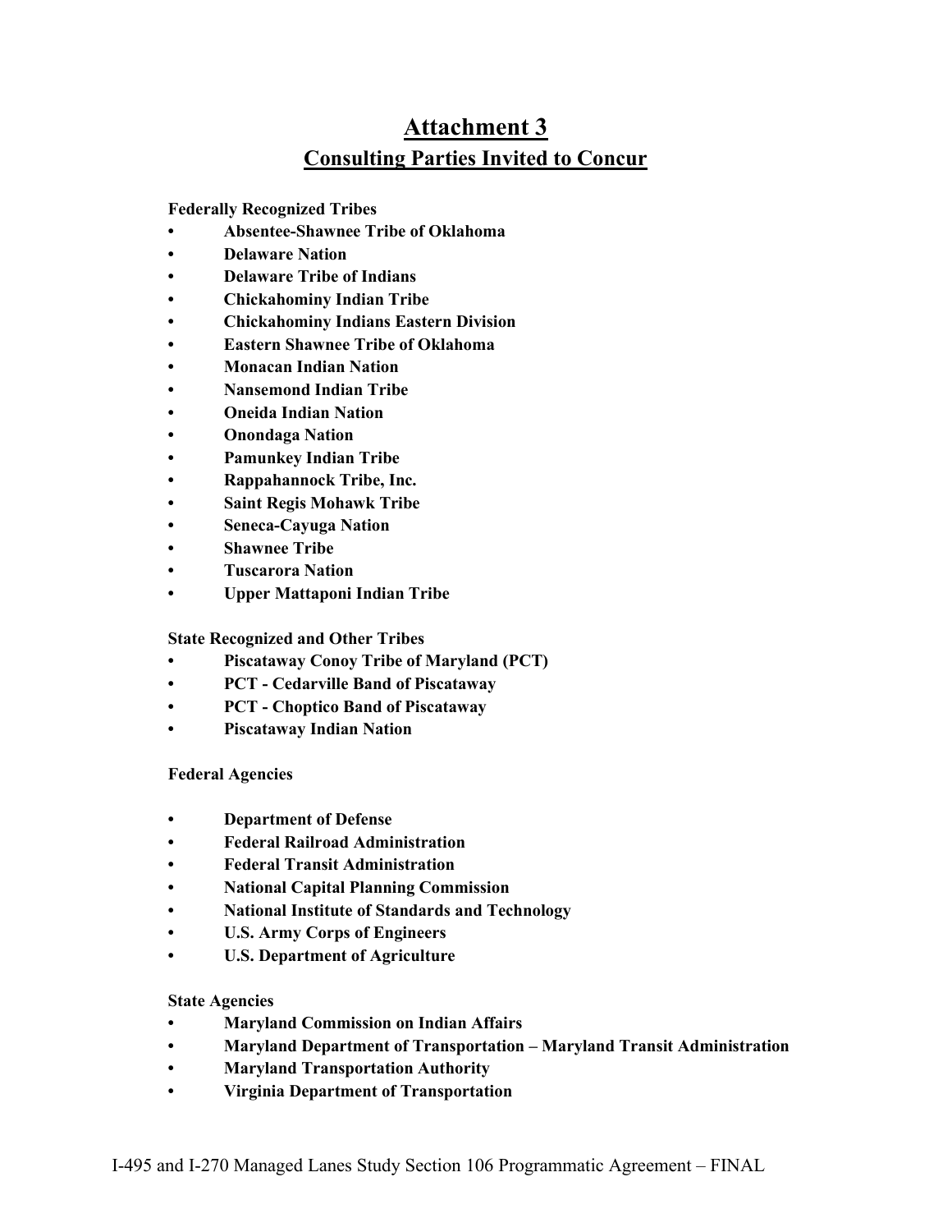# Attachment 3

## Consulting Parties Invited to Concur

**Federally Recognized Tribes**

- **Absentee-Shawnee Tribe of Oklahoma**
- **Delaware Nation**
- **Delaware Tribe of Indians**
- **Chickahominy Indian Tribe**
- **Chickahominy Indians Eastern Division**
- **Eastern Shawnee Tribe of Oklahoma**
- **Monacan Indian Nation**
- **Nansemond Indian Tribe**
- **Oneida Indian Nation**
- **Onondaga Nation**
- **Pamunkey Indian Tribe**
- **Rappahannock Tribe, Inc.**
- **Saint Regis Mohawk Tribe**
- **Seneca-Cayuga Nation**
- **Shawnee Tribe**
- **Tuscarora Nation**
- **Upper Mattaponi Indian Tribe**

**State Recognized and Other Tribes**

- **Piscataway Conoy Tribe of Maryland (PCT)**
- **PCT - Cedarville Band of Piscataway**
- **PCT - Choptico Band of Piscataway**
- **Piscataway Indian Nation**

**Federal Agencies**

- **Department of Defense**
- **Federal Railroad Administration**
- **Federal Transit Administration**
- **National Capital Planning Commission**
- **National Institute of Standards and Technology**
- **U.S. Army Corps of Engineers**
- **U.S. Department of Agriculture**

**State Agencies**

- **Maryland Commission on Indian Affairs**
- **Maryland Department of Transportation – Maryland Transit Administration**
- **Maryland Transportation Authority**
- **Virginia Department of Transportation**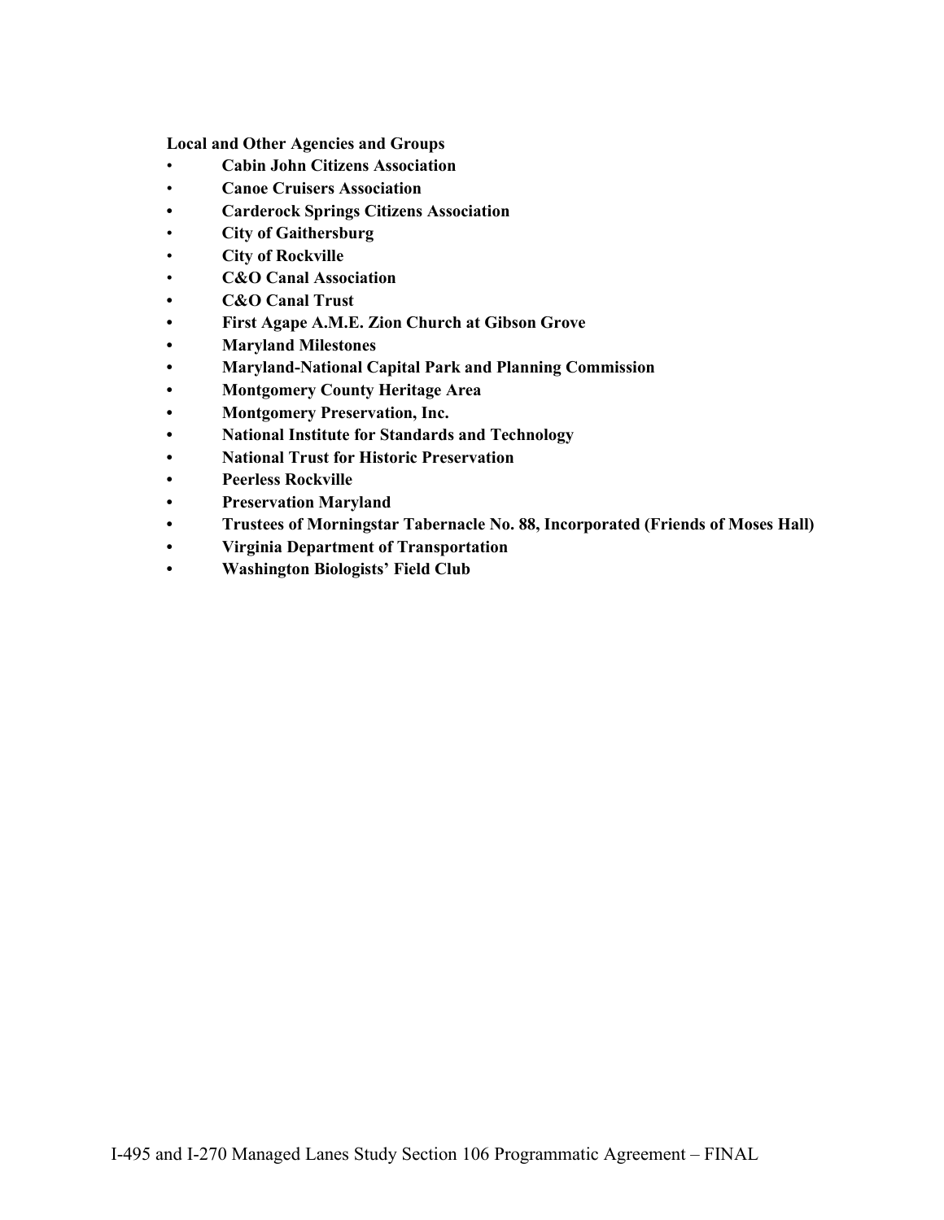**Local and Other Agencies and Groups**

- **Cabin John Citizens Association**
- **Canoe Cruisers Association**
- **Carderock Springs Citizens Association**
- **City of Gaithersburg**
- **City of Rockville**
- **C&O Canal Association**
- **C&O Canal Trust**
- **First Agape A.M.E. Zion Church at Gibson Grove**
- **Maryland Milestones**
- **Maryland-National Capital Park and Planning Commission**
- **Montgomery County Heritage Area**
- **Montgomery Preservation, Inc.**
- **National Institute for Standards and Technology**
- **National Trust for Historic Preservation**
- **Peerless Rockville**
- **Preservation Maryland**
- **Trustees of Morningstar Tabernacle No. 88, Incorporated (Friends of Moses Hall)**
- **Virginia Department of Transportation**
- **Washington Biologists' Field Club**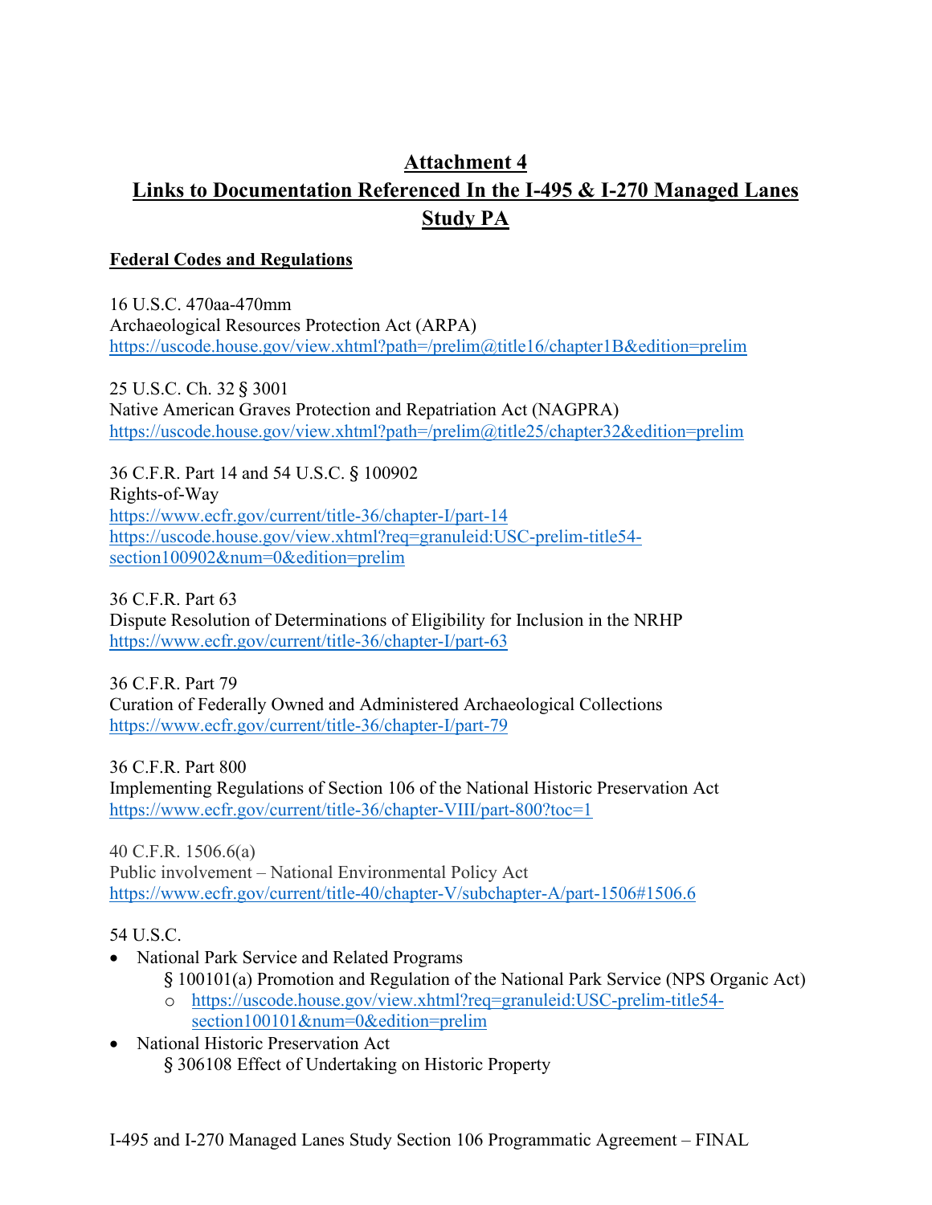# Attachment 4

# Links to Documentation Referenced In the I-495 & I-270 Managed Lanes Study PA

## Federal Codes and Regulations

16 U.S.C. 470aa-470mm
Archaeological Resources Protection Act (ARPA)
https://uscode.house.gov/view.xhtml?path=/prelim@title16/chapter1B&edition=prelim

25 U.S.C. Ch. 32 § 3001
Native American Graves Protection and Repatriation Act (NAGPRA)
https://uscode.house.gov/view.xhtml?path=/prelim@title25/chapter32&edition=prelim

36 C.F.R. Part 14 and 54 U.S.C. § 100902
Rights-of-Way
https://www.ecfr.gov/current/title-36/chapter-I/part-14
https://uscode.house.gov/view.xhtml?req=granuleid:USC-prelim-title54-section100902&num=0&edition=prelim

36 C.F.R. Part 63
Dispute Resolution of Determinations of Eligibility for Inclusion in the NRHP
https://www.ecfr.gov/current/title-36/chapter-I/part-63

36 C.F.R. Part 79
Curation of Federally Owned and Administered Archaeological Collections
https://www.ecfr.gov/current/title-36/chapter-I/part-79

36 C.F.R. Part 800
Implementing Regulations of Section 106 of the National Historic Preservation Act
https://www.ecfr.gov/current/title-36/chapter-VIII/part-800?toc=1

40 C.F.R. 1506.6(a)
Public involvement – National Environmental Policy Act
https://www.ecfr.gov/current/title-40/chapter-V/subchapter-A/part-1506#1506.6

54 U.S.C.

- National Park Service and Related Programs
  § 100101(a) Promotion and Regulation of the National Park Service (NPS Organic Act)
  - https://uscode.house.gov/view.xhtml?req=granuleid:USC-prelim-title54-section100101&num=0&edition=prelim
- National Historic Preservation Act
  § 306108 Effect of Undertaking on Historic Property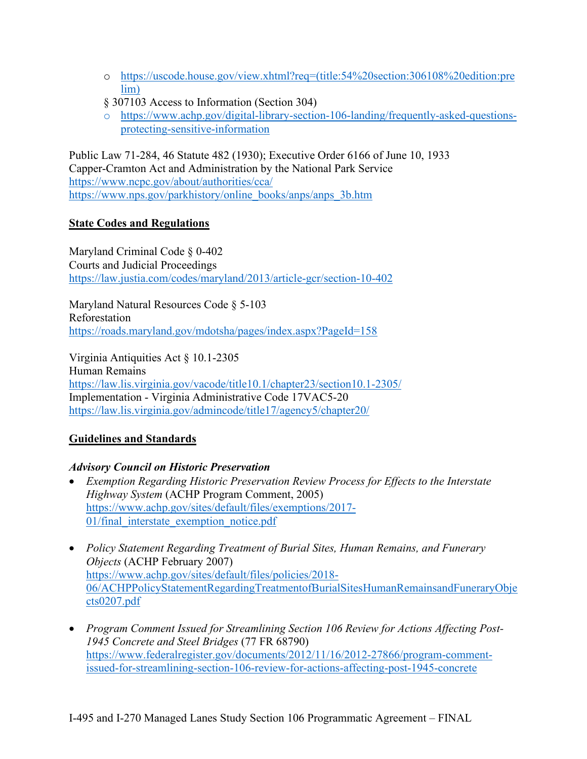- https://uscode.house.gov/view.xhtml?req=(title:54%20section:306108%20edition:prelim)

§ 307103 Access to Information (Section 304)

    - https://www.achp.gov/digital-library-section-106-landing/frequently-asked-questions-protecting-sensitive-information

Public Law 71-284, 46 Statute 482 (1930); Executive Order 6166 of June 10, 1933
Capper-Cramton Act and Administration by the National Park Service
https://www.ncpc.gov/about/authorities/cca/
https://www.nps.gov/parkhistory/online_books/anps/anps_3b.htm

**State Codes and Regulations**

Maryland Criminal Code § 0-402
Courts and Judicial Proceedings
https://law.justia.com/codes/maryland/2013/article-gcr/section-10-402

Maryland Natural Resources Code § 5-103
Reforestation
https://roads.maryland.gov/mdotsha/pages/index.aspx?PageId=158

Virginia Antiquities Act § 10.1-2305
Human Remains
https://law.lis.virginia.gov/vacode/title10.1/chapter23/section10.1-2305/
Implementation - Virginia Administrative Code 17VAC5-20
https://law.lis.virginia.gov/admincode/title17/agency5/chapter20/

**Guidelines and Standards**

***Advisory Council on Historic Preservation***

- *Exemption Regarding Historic Preservation Review Process for Effects to the Interstate Highway System* (ACHP Program Comment, 2005)
  https://www.achp.gov/sites/default/files/exemptions/2017-01/final_interstate_exemption_notice.pdf

- *Policy Statement Regarding Treatment of Burial Sites, Human Remains, and Funerary Objects* (ACHP February 2007)
  https://www.achp.gov/sites/default/files/policies/2018-06/ACHPPolicyStatementRegardingTreatmentofBurialSitesHumanRemainsandFuneraryObjects0207.pdf

- *Program Comment Issued for Streamlining Section 106 Review for Actions Affecting Post-1945 Concrete and Steel Bridges* (77 FR 68790)
  https://www.federalregister.gov/documents/2012/11/16/2012-27866/program-comment-issued-for-streamlining-section-106-review-for-actions-affecting-post-1945-concrete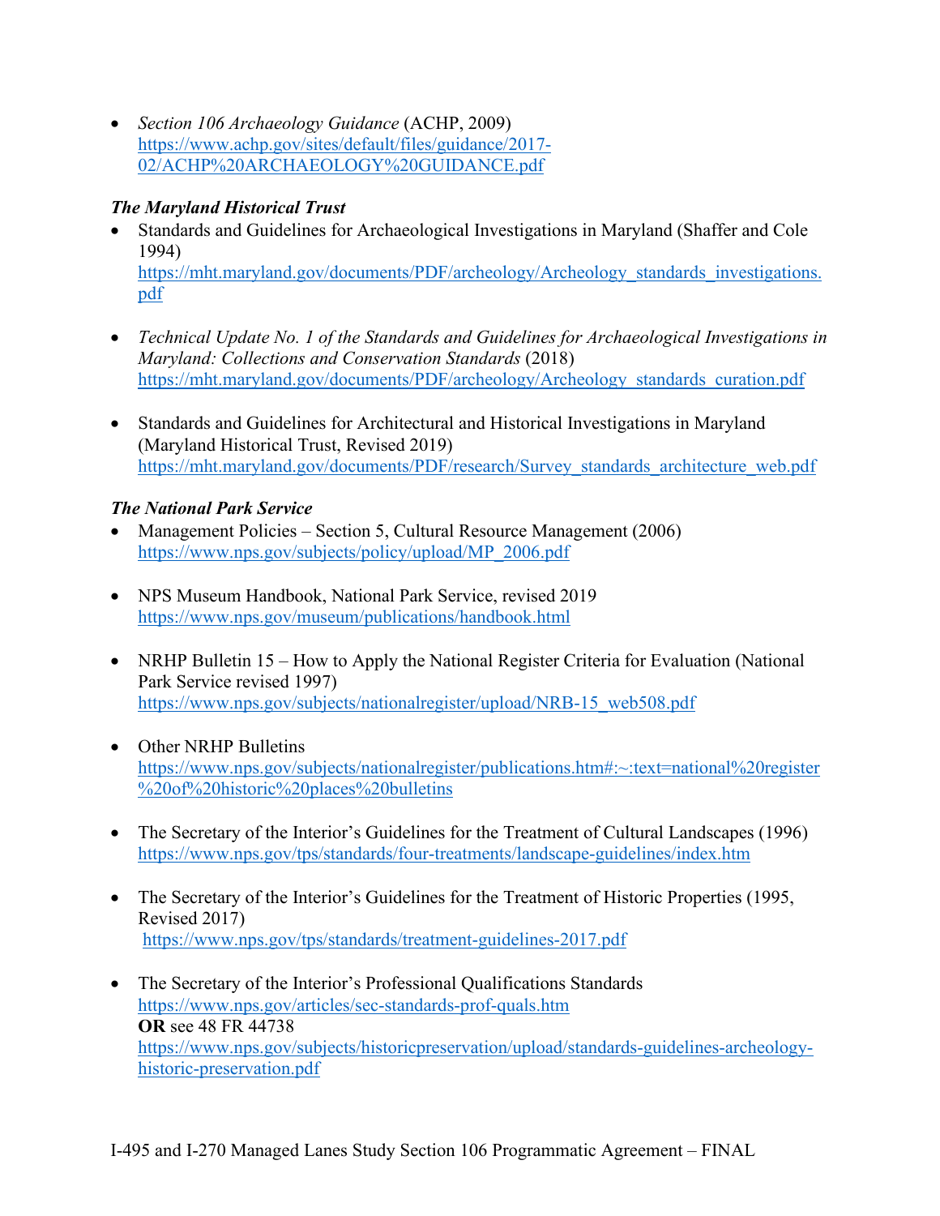- *Section 106 Archaeology Guidance* (ACHP, 2009) https://www.achp.gov/sites/default/files/guidance/2017-02/ACHP%20ARCHAEOLOGY%20GUIDANCE.pdf

***The Maryland Historical Trust***

- Standards and Guidelines for Archaeological Investigations in Maryland (Shaffer and Cole 1994) https://mht.maryland.gov/documents/PDF/archeology/Archeology_standards_investigations.pdf

- *Technical Update No. 1 of the Standards and Guidelines for Archaeological Investigations in Maryland: Collections and Conservation Standards* (2018) https://mht.maryland.gov/documents/PDF/archeology/Archeology_standards_curation.pdf

- Standards and Guidelines for Architectural and Historical Investigations in Maryland (Maryland Historical Trust, Revised 2019) https://mht.maryland.gov/documents/PDF/research/Survey_standards_architecture_web.pdf

***The National Park Service***

- Management Policies – Section 5, Cultural Resource Management (2006) https://www.nps.gov/subjects/policy/upload/MP_2006.pdf

- NPS Museum Handbook, National Park Service, revised 2019 https://www.nps.gov/museum/publications/handbook.html

- NRHP Bulletin 15 – How to Apply the National Register Criteria for Evaluation (National Park Service revised 1997) https://www.nps.gov/subjects/nationalregister/upload/NRB-15_web508.pdf

- Other NRHP Bulletins https://www.nps.gov/subjects/nationalregister/publications.htm#:~:text=national%20register%20of%20historic%20places%20bulletins

- The Secretary of the Interior's Guidelines for the Treatment of Cultural Landscapes (1996) https://www.nps.gov/tps/standards/four-treatments/landscape-guidelines/index.htm

- The Secretary of the Interior's Guidelines for the Treatment of Historic Properties (1995, Revised 2017) https://www.nps.gov/tps/standards/treatment-guidelines-2017.pdf

- The Secretary of the Interior's Professional Qualifications Standards https://www.nps.gov/articles/sec-standards-prof-quals.htm
  **OR** see 48 FR 44738
  https://www.nps.gov/subjects/historicpreservation/upload/standards-guidelines-archeology-historic-preservation.pdf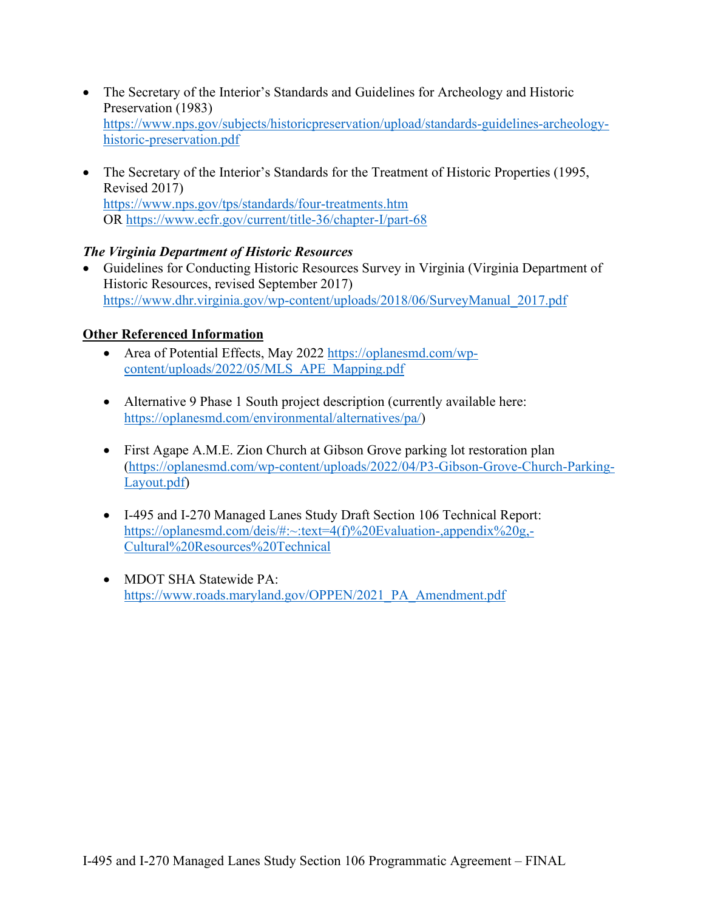- The Secretary of the Interior's Standards and Guidelines for Archeology and Historic Preservation (1983) https://www.nps.gov/subjects/historicpreservation/upload/standards-guidelines-archeology-historic-preservation.pdf

- The Secretary of the Interior's Standards for the Treatment of Historic Properties (1995, Revised 2017) https://www.nps.gov/tps/standards/four-treatments.htm OR https://www.ecfr.gov/current/title-36/chapter-I/part-68

***The Virginia Department of Historic Resources***

- Guidelines for Conducting Historic Resources Survey in Virginia (Virginia Department of Historic Resources, revised September 2017) https://www.dhr.virginia.gov/wp-content/uploads/2018/06/SurveyManual_2017.pdf

**Other Referenced Information**

- Area of Potential Effects, May 2022 https://oplanesmd.com/wp-content/uploads/2022/05/MLS_APE_Mapping.pdf

- Alternative 9 Phase 1 South project description (currently available here: https://oplanesmd.com/environmental/alternatives/pa/)

- First Agape A.M.E. Zion Church at Gibson Grove parking lot restoration plan (https://oplanesmd.com/wp-content/uploads/2022/04/P3-Gibson-Grove-Church-Parking-Layout.pdf)

- I-495 and I-270 Managed Lanes Study Draft Section 106 Technical Report: https://oplanesmd.com/deis/#:~:text=4(f)%20Evaluation-,appendix%20g,-Cultural%20Resources%20Technical

- MDOT SHA Statewide PA: https://www.roads.maryland.gov/OPPEN/2021_PA_Amendment.pdf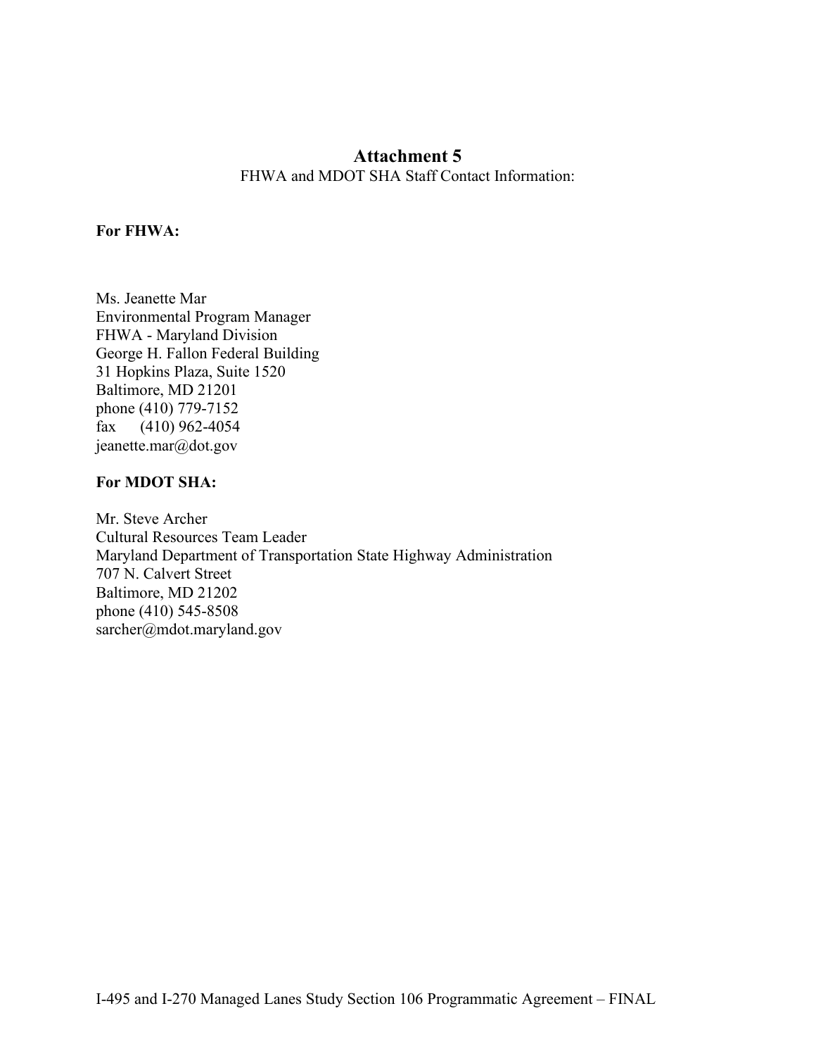# Attachment 5

FHWA and MDOT SHA Staff Contact Information:

**For FHWA:**

Ms. Jeanette Mar  
Environmental Program Manager  
FHWA - Maryland Division  
George H. Fallon Federal Building  
31 Hopkins Plaza, Suite 1520  
Baltimore, MD 21201  
phone (410) 779-7152  
fax (410) 962-4054  
jeanette.mar@dot.gov

**For MDOT SHA:**

Mr. Steve Archer  
Cultural Resources Team Leader  
Maryland Department of Transportation State Highway Administration  
707 N. Calvert Street  
Baltimore, MD 21202  
phone (410) 545-8508  
sarcher@mdot.maryland.gov